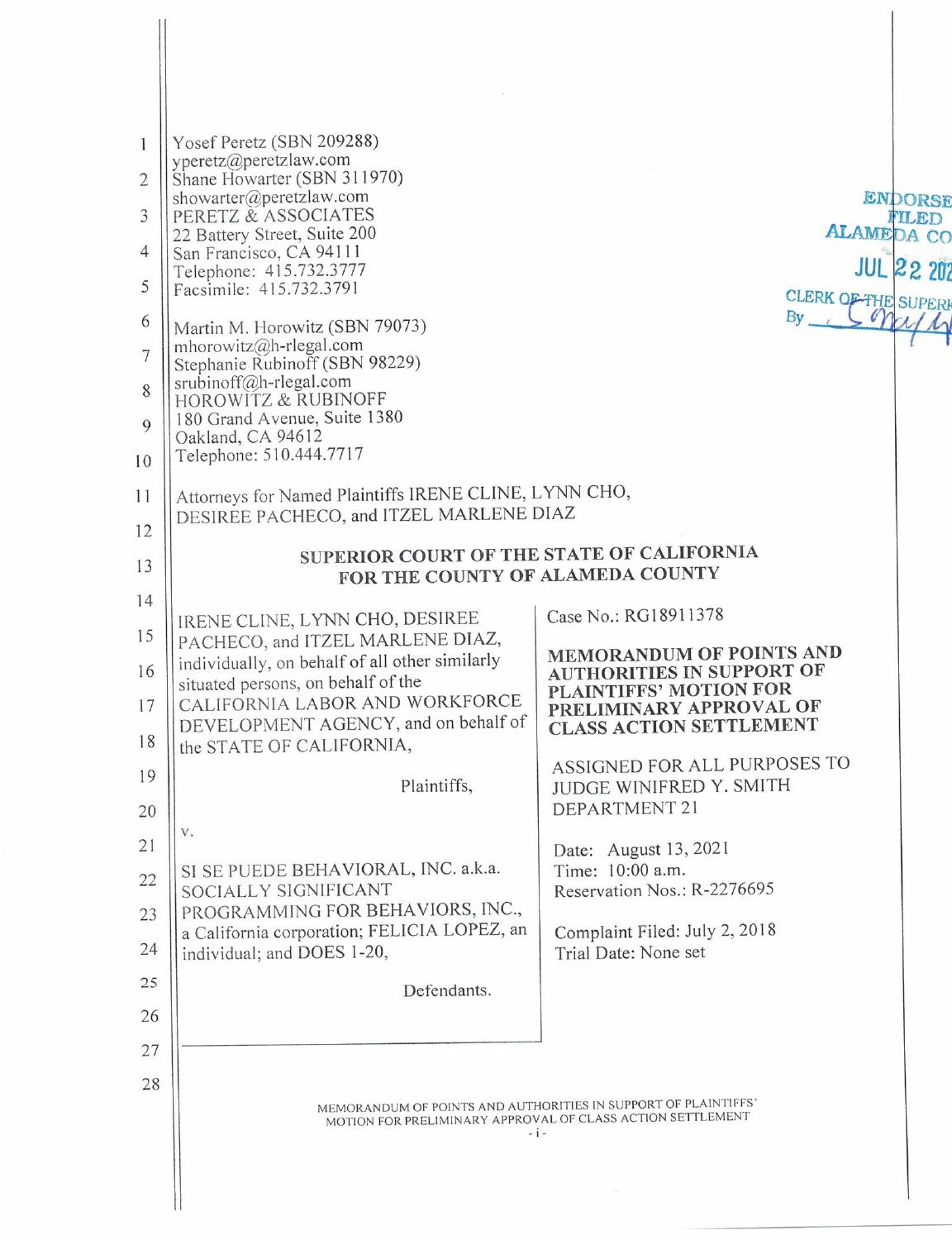Yosef Peretz (SBN 209288)
yperetz@peretzlaw.com
Shane Howarter (SBN 311970)
showarter@peretzlaw.com
PERETZ & ASSOCIATES
22 Battery Street, Suite 200
San Francisco, CA 94111
Telephone: 415.732.3777
Facsimile: 415.732.3791

Martin M. Horowitz (SBN 79073)
mhorowitz@h-rlegal.com
Stephanie Rubinoff (SBN 98229)
srubinoff@h-rlegal.com
HOROWITZ & RUBINOFF
180 Grand Avenue, Suite 1380
Oakland, CA 94612
Telephone: 510.444.7717

ENDORSED
FILED
ALAMEDA CO
JUL 22 202
CLERK OF THE SUPERI
By

Attorneys for Named Plaintiffs IRENE CLINE, LYNN CHO, DESIREE PACHECO, and ITZEL MARLENE DIAZ

**SUPERIOR COURT OF THE STATE OF CALIFORNIA**
**FOR THE COUNTY OF ALAMEDA COUNTY**

IRENE CLINE, LYNN CHO, DESIREE PACHECO, and ITZEL MARLENE DIAZ, individually, on behalf of all other similarly situated persons, on behalf of the CALIFORNIA LABOR AND WORKFORCE DEVELOPMENT AGENCY, and on behalf of the STATE OF CALIFORNIA,

Plaintiffs,

v.

SI SE PUEDE BEHAVIORAL, INC. a.k.a. SOCIALLY SIGNIFICANT PROGRAMMING FOR BEHAVIORS, INC., a California corporation; FELICIA LOPEZ, an individual; and DOES 1-20,

Defendants.

Case No.: RG18911378

**MEMORANDUM OF POINTS AND AUTHORITIES IN SUPPORT OF PLAINTIFFS' MOTION FOR PRELIMINARY APPROVAL OF CLASS ACTION SETTLEMENT**

ASSIGNED FOR ALL PURPOSES TO JUDGE WINIFRED Y. SMITH DEPARTMENT 21

Date: August 13, 2021
Time: 10:00 a.m.
Reservation Nos.: R-2276695

Complaint Filed: July 2, 2018
Trial Date: None set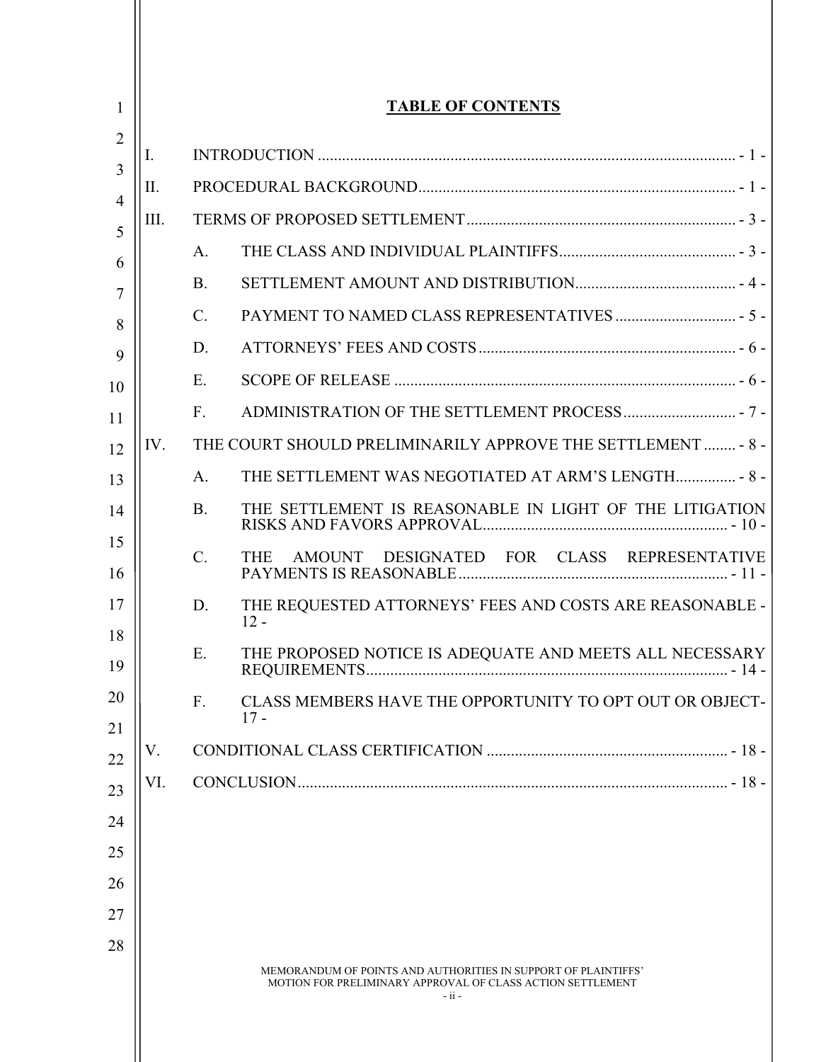## TABLE OF CONTENTS

I. INTRODUCTION ........................................................................................................ - 1 -

II. PROCEDURAL BACKGROUND............................................................................... - 1 -

III. TERMS OF PROPOSED SETTLEMENT.................................................................... - 3 -

- A. THE CLASS AND INDIVIDUAL PLAINTIFFS............................................ - 3 -
- B. SETTLEMENT AMOUNT AND DISTRIBUTION......................................... - 4 -
- C. PAYMENT TO NAMED CLASS REPRESENTATIVES .............................. - 5 -
- D. ATTORNEYS' FEES AND COSTS ................................................................ - 6 -
- E. SCOPE OF RELEASE ..................................................................................... - 6 -
- F. ADMINISTRATION OF THE SETTLEMENT PROCESS............................ - 7 -

IV. THE COURT SHOULD PRELIMINARILY APPROVE THE SETTLEMENT ........ - 8 -

- A. THE SETTLEMENT WAS NEGOTIATED AT ARM'S LENGTH............... - 8 -
- B. THE SETTLEMENT IS REASONABLE IN LIGHT OF THE LITIGATION RISKS AND FAVORS APPROVAL............................................................. - 10 -
- C. THE AMOUNT DESIGNATED FOR CLASS REPRESENTATIVE PAYMENTS IS REASONABLE................................................................... - 11 -
- D. THE REQUESTED ATTORNEYS' FEES AND COSTS ARE REASONABLE - 12 -
- E. THE PROPOSED NOTICE IS ADEQUATE AND MEETS ALL NECESSARY REQUIREMENTS.......................................................................... - 14 -
- F. CLASS MEMBERS HAVE THE OPPORTUNITY TO OPT OUT OR OBJECT- 17 -

V. CONDITIONAL CLASS CERTIFICATION ............................................................ - 18 -

VI. CONCLUSION........................................................................................................... - 18 -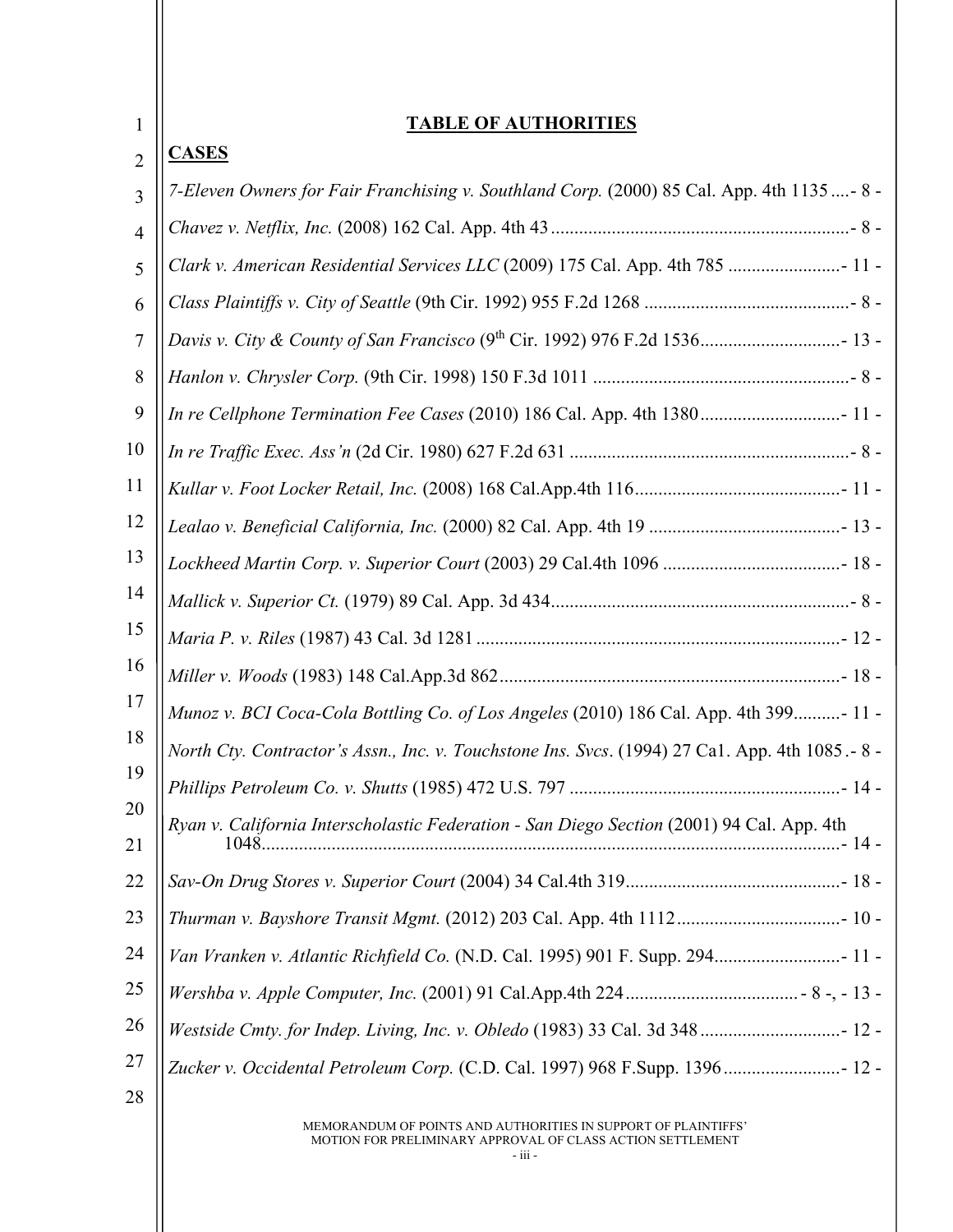# TABLE OF AUTHORITIES

## CASES

*7-Eleven Owners for Fair Franchising v. Southland Corp.* (2000) 85 Cal. App. 4th 1135 ....- 8 -

*Chavez v. Netflix, Inc.* (2008) 162 Cal. App. 4th 43 ................................................................- 8 -

*Clark v. American Residential Services LLC* (2009) 175 Cal. App. 4th 785 ........................- 11 -

*Class Plaintiffs v. City of Seattle* (9th Cir. 1992) 955 F.2d 1268 ............................................- 8 -

*Davis v. City & County of San Francisco* (9th Cir. 1992) 976 F.2d 1536..............................- 13 -

*Hanlon v. Chrysler Corp.* (9th Cir. 1998) 150 F.3d 1011 .......................................................- 8 -

*In re Cellphone Termination Fee Cases* (2010) 186 Cal. App. 4th 1380..............................- 11 -

*In re Traffic Exec. Ass'n* (2d Cir. 1980) 627 F.2d 631 ............................................................- 8 -

*Kullar v. Foot Locker Retail, Inc.* (2008) 168 Cal.App.4th 116............................................- 11 -

*Lealao v. Beneficial California, Inc.* (2000) 82 Cal. App. 4th 19 .........................................- 13 -

*Lockheed Martin Corp. v. Superior Court* (2003) 29 Cal.4th 1096 ......................................- 18 -

*Mallick v. Superior Ct.* (1979) 89 Cal. App. 3d 434................................................................- 8 -

*Maria P. v. Riles* (1987) 43 Cal. 3d 1281 .............................................................................- 12 -

*Miller v. Woods* (1983) 148 Cal.App.3d 862.........................................................................- 18 -

*Munoz v. BCI Coca-Cola Bottling Co. of Los Angeles* (2010) 186 Cal. App. 4th 399..........- 11 -

*North Cty. Contractor's Assn., Inc. v. Touchstone Ins. Svcs*. (1994) 27 Ca1. App. 4th 1085 .- 8 -

*Phillips Petroleum Co. v. Shutts* (1985) 472 U.S. 797 ..........................................................- 14 -

*Ryan v. California Interscholastic Federation - San Diego Section* (2001) 94 Cal. App. 4th 1048...........................................................................................................................- 14 -

*Sav-On Drug Stores v. Superior Court* (2004) 34 Cal.4th 319..............................................- 18 -

*Thurman v. Bayshore Transit Mgmt.* (2012) 203 Cal. App. 4th 1112...................................- 10 -

*Van Vranken v. Atlantic Richfield Co.* (N.D. Cal. 1995) 901 F. Supp. 294...........................- 11 -

*Wershba v. Apple Computer, Inc.* (2001) 91 Cal.App.4th 224 .................................... - 8 -, - 13 -

*Westside Cmty. for Indep. Living, Inc. v. Obledo* (1983) 33 Cal. 3d 348 ..............................- 12 -

*Zucker v. Occidental Petroleum Corp.* (C.D. Cal. 1997) 968 F.Supp. 1396 .........................- 12 -

MEMORANDUM OF POINTS AND AUTHORITIES IN SUPPORT OF PLAINTIFFS' MOTION FOR PRELIMINARY APPROVAL OF CLASS ACTION SETTLEMENT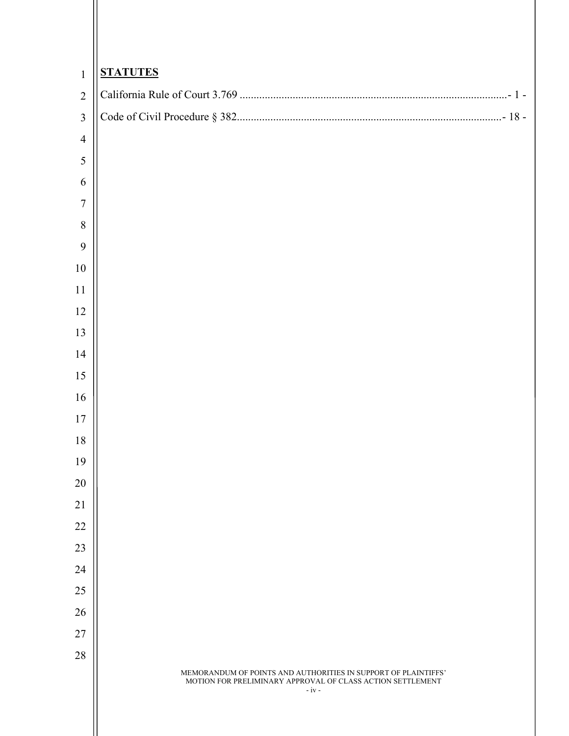**STATUTES**

California Rule of Court 3.769 ........................................................................................- 1 -

Code of Civil Procedure § 382.......................................................................................- 18 -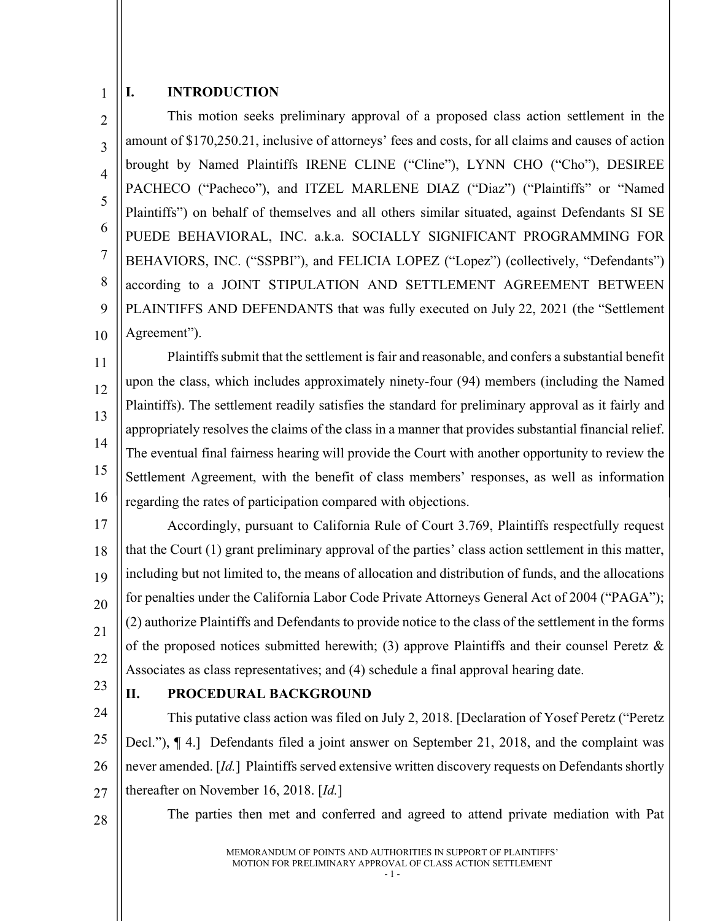## I. INTRODUCTION

This motion seeks preliminary approval of a proposed class action settlement in the amount of $170,250.21, inclusive of attorneys' fees and costs, for all claims and causes of action brought by Named Plaintiffs IRENE CLINE ("Cline"), LYNN CHO ("Cho"), DESIREE PACHECO ("Pacheco"), and ITZEL MARLENE DIAZ ("Diaz") ("Plaintiffs" or "Named Plaintiffs") on behalf of themselves and all others similar situated, against Defendants SI SE PUEDE BEHAVIORAL, INC. a.k.a. SOCIALLY SIGNIFICANT PROGRAMMING FOR BEHAVIORS, INC. ("SSPBI"), and FELICIA LOPEZ ("Lopez") (collectively, "Defendants") according to a JOINT STIPULATION AND SETTLEMENT AGREEMENT BETWEEN PLAINTIFFS AND DEFENDANTS that was fully executed on July 22, 2021 (the "Settlement Agreement").

Plaintiffs submit that the settlement is fair and reasonable, and confers a substantial benefit upon the class, which includes approximately ninety-four (94) members (including the Named Plaintiffs). The settlement readily satisfies the standard for preliminary approval as it fairly and appropriately resolves the claims of the class in a manner that provides substantial financial relief. The eventual final fairness hearing will provide the Court with another opportunity to review the Settlement Agreement, with the benefit of class members' responses, as well as information regarding the rates of participation compared with objections.

Accordingly, pursuant to California Rule of Court 3.769, Plaintiffs respectfully request that the Court (1) grant preliminary approval of the parties' class action settlement in this matter, including but not limited to, the means of allocation and distribution of funds, and the allocations for penalties under the California Labor Code Private Attorneys General Act of 2004 ("PAGA"); (2) authorize Plaintiffs and Defendants to provide notice to the class of the settlement in the forms of the proposed notices submitted herewith; (3) approve Plaintiffs and their counsel Peretz & Associates as class representatives; and (4) schedule a final approval hearing date.

## II. PROCEDURAL BACKGROUND

This putative class action was filed on July 2, 2018. [Declaration of Yosef Peretz ("Peretz Decl."), ¶ 4.] Defendants filed a joint answer on September 21, 2018, and the complaint was never amended. [*Id.*] Plaintiffs served extensive written discovery requests on Defendants shortly thereafter on November 16, 2018. [*Id.*]

The parties then met and conferred and agreed to attend private mediation with Pat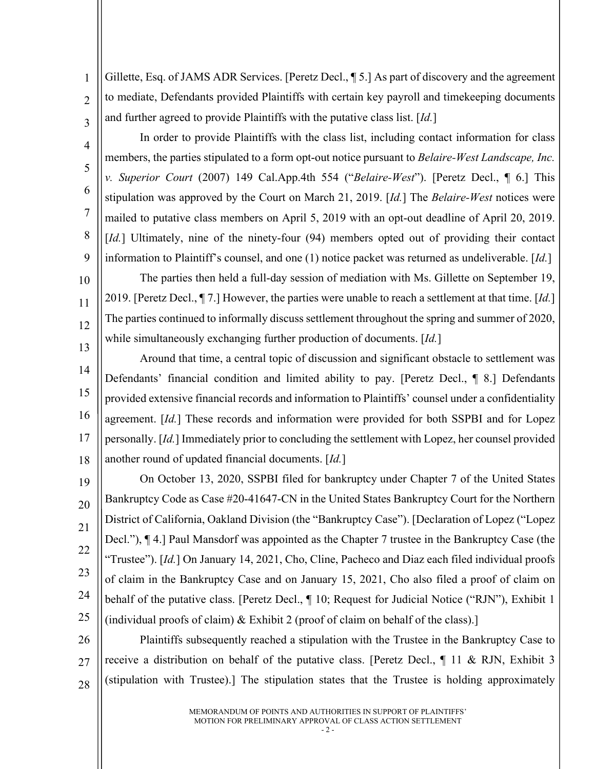Gillette, Esq. of JAMS ADR Services. [Peretz Decl., ¶ 5.] As part of discovery and the agreement to mediate, Defendants provided Plaintiffs with certain key payroll and timekeeping documents and further agreed to provide Plaintiffs with the putative class list. [*Id.*]

In order to provide Plaintiffs with the class list, including contact information for class members, the parties stipulated to a form opt-out notice pursuant to *Belaire-West Landscape, Inc. v. Superior Court* (2007) 149 Cal.App.4th 554 ("*Belaire-West*"). [Peretz Decl., ¶ 6.] This stipulation was approved by the Court on March 21, 2019. [*Id.*] The *Belaire-West* notices were mailed to putative class members on April 5, 2019 with an opt-out deadline of April 20, 2019. [*Id.*] Ultimately, nine of the ninety-four (94) members opted out of providing their contact information to Plaintiff's counsel, and one (1) notice packet was returned as undeliverable. [*Id.*]

The parties then held a full-day session of mediation with Ms. Gillette on September 19, 2019. [Peretz Decl., ¶ 7.] However, the parties were unable to reach a settlement at that time. [*Id.*] The parties continued to informally discuss settlement throughout the spring and summer of 2020, while simultaneously exchanging further production of documents. [*Id.*]

Around that time, a central topic of discussion and significant obstacle to settlement was Defendants' financial condition and limited ability to pay. [Peretz Decl., ¶ 8.] Defendants provided extensive financial records and information to Plaintiffs' counsel under a confidentiality agreement. [*Id.*] These records and information were provided for both SSPBI and for Lopez personally. [*Id.*] Immediately prior to concluding the settlement with Lopez, her counsel provided another round of updated financial documents. [*Id.*]

On October 13, 2020, SSPBI filed for bankruptcy under Chapter 7 of the United States Bankruptcy Code as Case #20-41647-CN in the United States Bankruptcy Court for the Northern District of California, Oakland Division (the "Bankruptcy Case"). [Declaration of Lopez ("Lopez Decl."), ¶ 4.] Paul Mansdorf was appointed as the Chapter 7 trustee in the Bankruptcy Case (the "Trustee"). [*Id.*] On January 14, 2021, Cho, Cline, Pacheco and Diaz each filed individual proofs of claim in the Bankruptcy Case and on January 15, 2021, Cho also filed a proof of claim on behalf of the putative class. [Peretz Decl., ¶ 10; Request for Judicial Notice ("RJN"), Exhibit 1 (individual proofs of claim) & Exhibit 2 (proof of claim on behalf of the class).]

Plaintiffs subsequently reached a stipulation with the Trustee in the Bankruptcy Case to receive a distribution on behalf of the putative class. [Peretz Decl., ¶ 11 & RJN, Exhibit 3 (stipulation with Trustee).] The stipulation states that the Trustee is holding approximately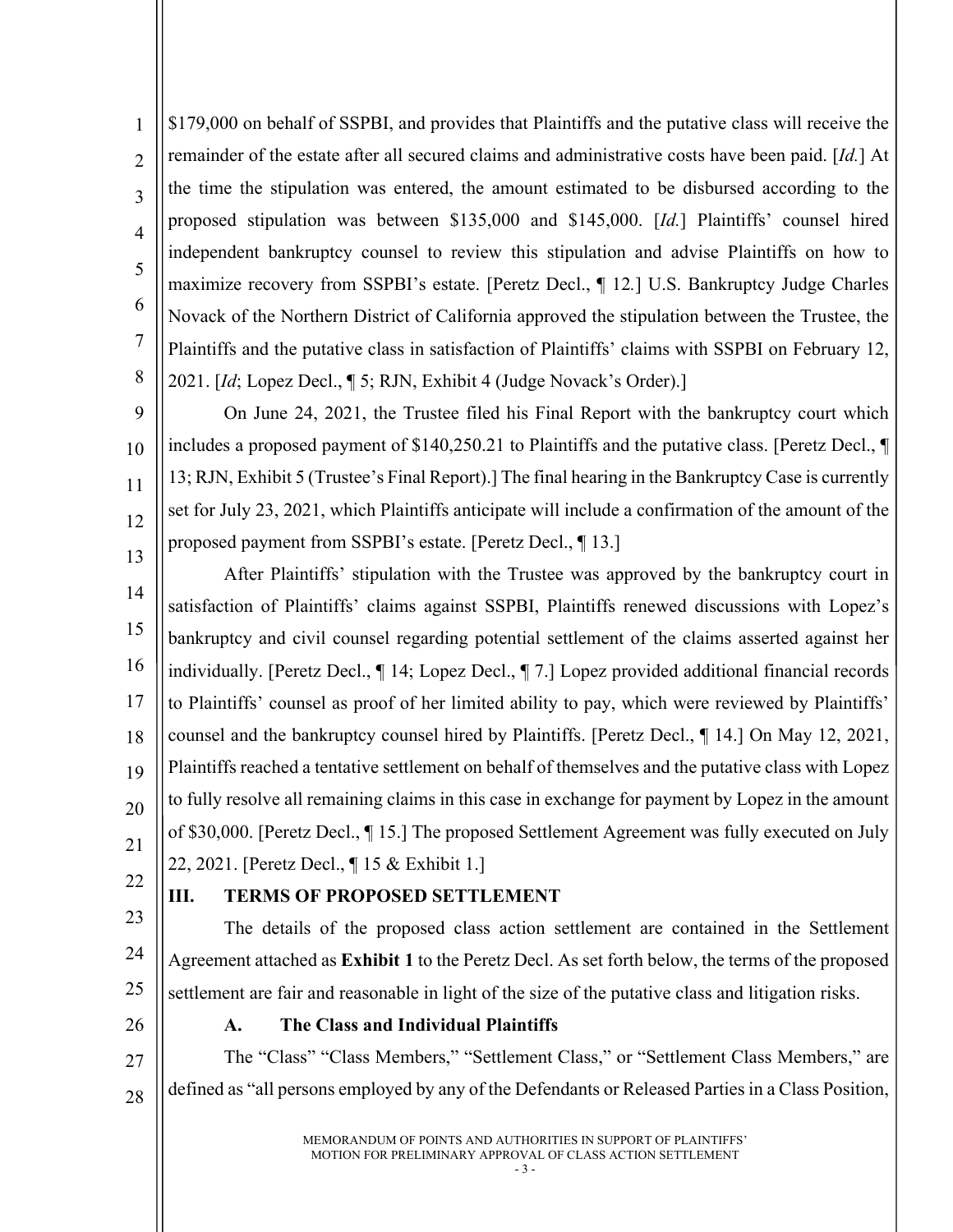$179,000 on behalf of SSPBI, and provides that Plaintiffs and the putative class will receive the remainder of the estate after all secured claims and administrative costs have been paid. [*Id.*] At the time the stipulation was entered, the amount estimated to be disbursed according to the proposed stipulation was between $135,000 and $145,000. [*Id.*] Plaintiffs' counsel hired independent bankruptcy counsel to review this stipulation and advise Plaintiffs on how to maximize recovery from SSPBI's estate. [Peretz Decl., ¶ 12.] U.S. Bankruptcy Judge Charles Novack of the Northern District of California approved the stipulation between the Trustee, the Plaintiffs and the putative class in satisfaction of Plaintiffs' claims with SSPBI on February 12, 2021. [*Id*; Lopez Decl., ¶ 5; RJN, Exhibit 4 (Judge Novack's Order).]

On June 24, 2021, the Trustee filed his Final Report with the bankruptcy court which includes a proposed payment of $140,250.21 to Plaintiffs and the putative class. [Peretz Decl., ¶ 13; RJN, Exhibit 5 (Trustee's Final Report).] The final hearing in the Bankruptcy Case is currently set for July 23, 2021, which Plaintiffs anticipate will include a confirmation of the amount of the proposed payment from SSPBI's estate. [Peretz Decl., ¶ 13.]

After Plaintiffs' stipulation with the Trustee was approved by the bankruptcy court in satisfaction of Plaintiffs' claims against SSPBI, Plaintiffs renewed discussions with Lopez's bankruptcy and civil counsel regarding potential settlement of the claims asserted against her individually. [Peretz Decl., ¶ 14; Lopez Decl., ¶ 7.] Lopez provided additional financial records to Plaintiffs' counsel as proof of her limited ability to pay, which were reviewed by Plaintiffs' counsel and the bankruptcy counsel hired by Plaintiffs. [Peretz Decl., ¶ 14.] On May 12, 2021, Plaintiffs reached a tentative settlement on behalf of themselves and the putative class with Lopez to fully resolve all remaining claims in this case in exchange for payment by Lopez in the amount of $30,000. [Peretz Decl., ¶ 15.] The proposed Settlement Agreement was fully executed on July 22, 2021. [Peretz Decl., ¶ 15 & Exhibit 1.]

## III. TERMS OF PROPOSED SETTLEMENT

The details of the proposed class action settlement are contained in the Settlement Agreement attached as **Exhibit 1** to the Peretz Decl. As set forth below, the terms of the proposed settlement are fair and reasonable in light of the size of the putative class and litigation risks.

### A. The Class and Individual Plaintiffs

The "Class" "Class Members," "Settlement Class," or "Settlement Class Members," are defined as "all persons employed by any of the Defendants or Released Parties in a Class Position,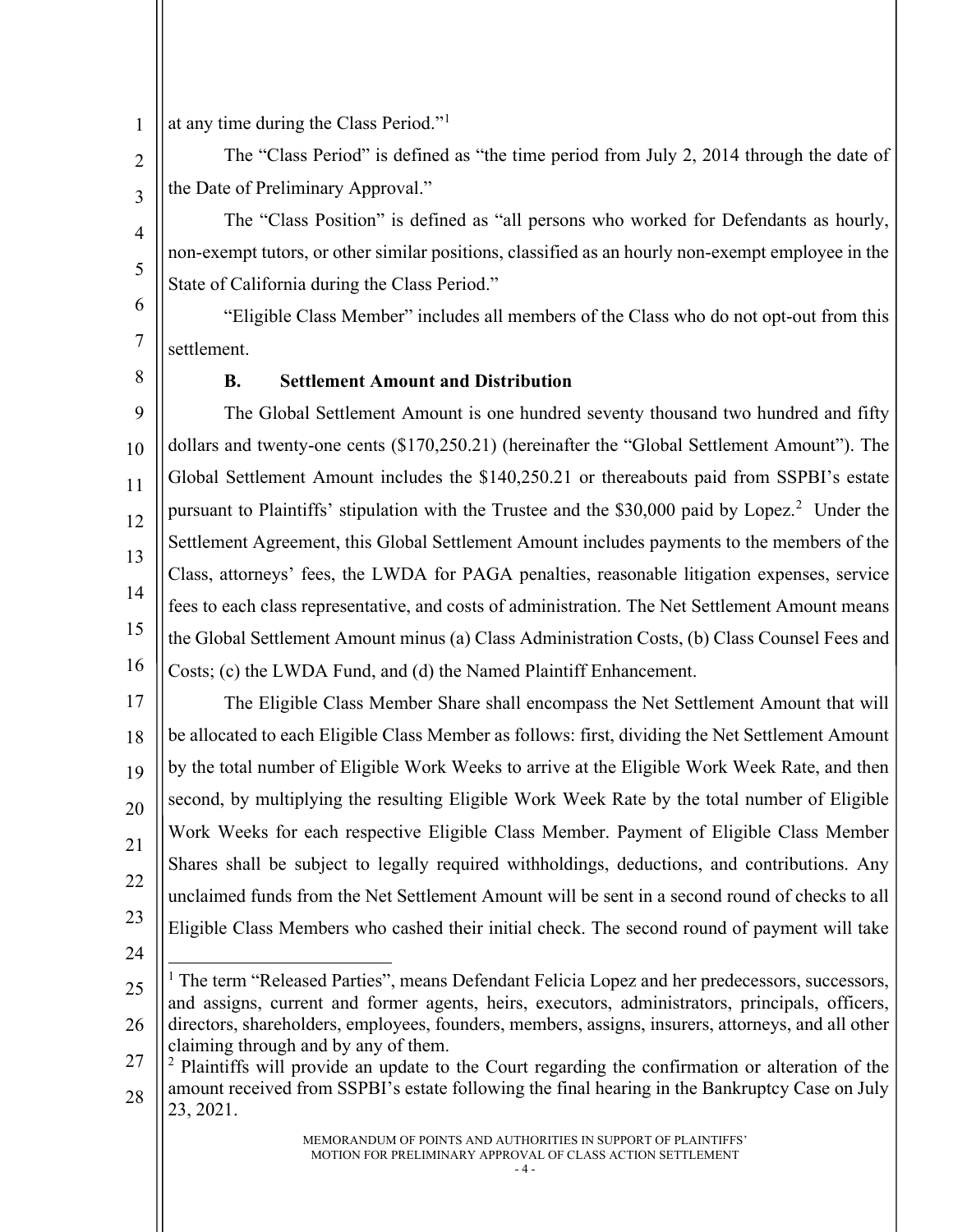at any time during the Class Period."[1]

The "Class Period" is defined as "the time period from July 2, 2014 through the date of the Date of Preliminary Approval."

The "Class Position" is defined as "all persons who worked for Defendants as hourly, non-exempt tutors, or other similar positions, classified as an hourly non-exempt employee in the State of California during the Class Period."

"Eligible Class Member" includes all members of the Class who do not opt-out from this settlement.

### B. Settlement Amount and Distribution

The Global Settlement Amount is one hundred seventy thousand two hundred and fifty dollars and twenty-one cents ($170,250.21) (hereinafter the "Global Settlement Amount"). The Global Settlement Amount includes the $140,250.21 or thereabouts paid from SSPBI's estate pursuant to Plaintiffs' stipulation with the Trustee and the $30,000 paid by Lopez.[2] Under the Settlement Agreement, this Global Settlement Amount includes payments to the members of the Class, attorneys' fees, the LWDA for PAGA penalties, reasonable litigation expenses, service fees to each class representative, and costs of administration. The Net Settlement Amount means the Global Settlement Amount minus (a) Class Administration Costs, (b) Class Counsel Fees and Costs; (c) the LWDA Fund, and (d) the Named Plaintiff Enhancement.

The Eligible Class Member Share shall encompass the Net Settlement Amount that will be allocated to each Eligible Class Member as follows: first, dividing the Net Settlement Amount by the total number of Eligible Work Weeks to arrive at the Eligible Work Week Rate, and then second, by multiplying the resulting Eligible Work Week Rate by the total number of Eligible Work Weeks for each respective Eligible Class Member. Payment of Eligible Class Member Shares shall be subject to legally required withholdings, deductions, and contributions. Any unclaimed funds from the Net Settlement Amount will be sent in a second round of checks to all Eligible Class Members who cashed their initial check. The second round of payment will take

---

[1] The term "Released Parties", means Defendant Felicia Lopez and her predecessors, successors, and assigns, current and former agents, heirs, executors, administrators, principals, officers, directors, shareholders, employees, founders, members, assigns, insurers, attorneys, and all other claiming through and by any of them.

[2] Plaintiffs will provide an update to the Court regarding the confirmation or alteration of the amount received from SSPBI's estate following the final hearing in the Bankruptcy Case on July 23, 2021.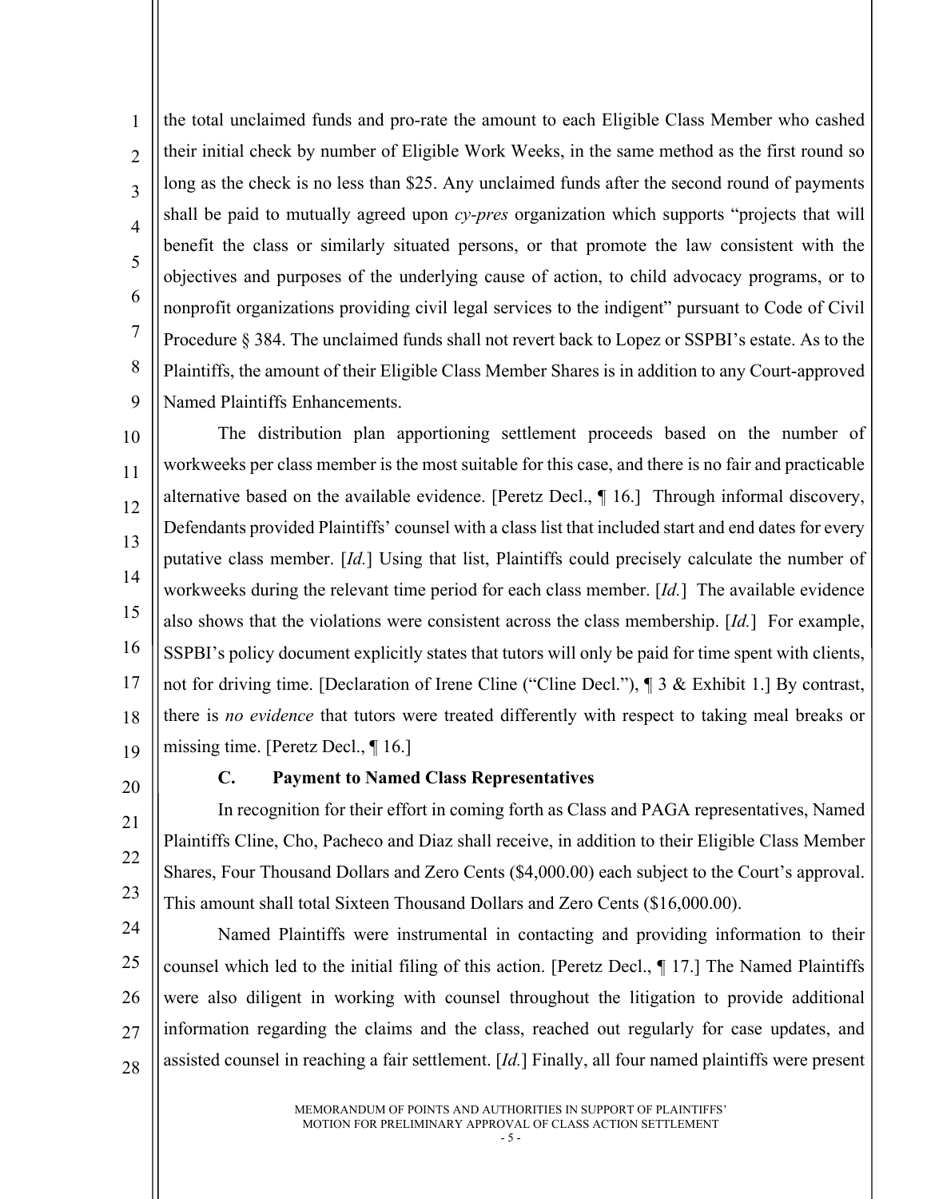the total unclaimed funds and pro-rate the amount to each Eligible Class Member who cashed their initial check by number of Eligible Work Weeks, in the same method as the first round so long as the check is no less than $25. Any unclaimed funds after the second round of payments shall be paid to mutually agreed upon *cy-pres* organization which supports "projects that will benefit the class or similarly situated persons, or that promote the law consistent with the objectives and purposes of the underlying cause of action, to child advocacy programs, or to nonprofit organizations providing civil legal services to the indigent" pursuant to Code of Civil Procedure § 384. The unclaimed funds shall not revert back to Lopez or SSPBI's estate. As to the Plaintiffs, the amount of their Eligible Class Member Shares is in addition to any Court-approved Named Plaintiffs Enhancements.

The distribution plan apportioning settlement proceeds based on the number of workweeks per class member is the most suitable for this case, and there is no fair and practicable alternative based on the available evidence. [Peretz Decl., ¶ 16.] Through informal discovery, Defendants provided Plaintiffs' counsel with a class list that included start and end dates for every putative class member. [*Id.*] Using that list, Plaintiffs could precisely calculate the number of workweeks during the relevant time period for each class member. [*Id.*] The available evidence also shows that the violations were consistent across the class membership. [*Id.*] For example, SSPBI's policy document explicitly states that tutors will only be paid for time spent with clients, not for driving time. [Declaration of Irene Cline ("Cline Decl."), ¶ 3 & Exhibit 1.] By contrast, there is *no evidence* that tutors were treated differently with respect to taking meal breaks or missing time. [Peretz Decl., ¶ 16.]

### C. Payment to Named Class Representatives

In recognition for their effort in coming forth as Class and PAGA representatives, Named Plaintiffs Cline, Cho, Pacheco and Diaz shall receive, in addition to their Eligible Class Member Shares, Four Thousand Dollars and Zero Cents ($4,000.00) each subject to the Court's approval. This amount shall total Sixteen Thousand Dollars and Zero Cents ($16,000.00).

Named Plaintiffs were instrumental in contacting and providing information to their counsel which led to the initial filing of this action. [Peretz Decl., ¶ 17.] The Named Plaintiffs were also diligent in working with counsel throughout the litigation to provide additional information regarding the claims and the class, reached out regularly for case updates, and assisted counsel in reaching a fair settlement. [*Id.*] Finally, all four named plaintiffs were present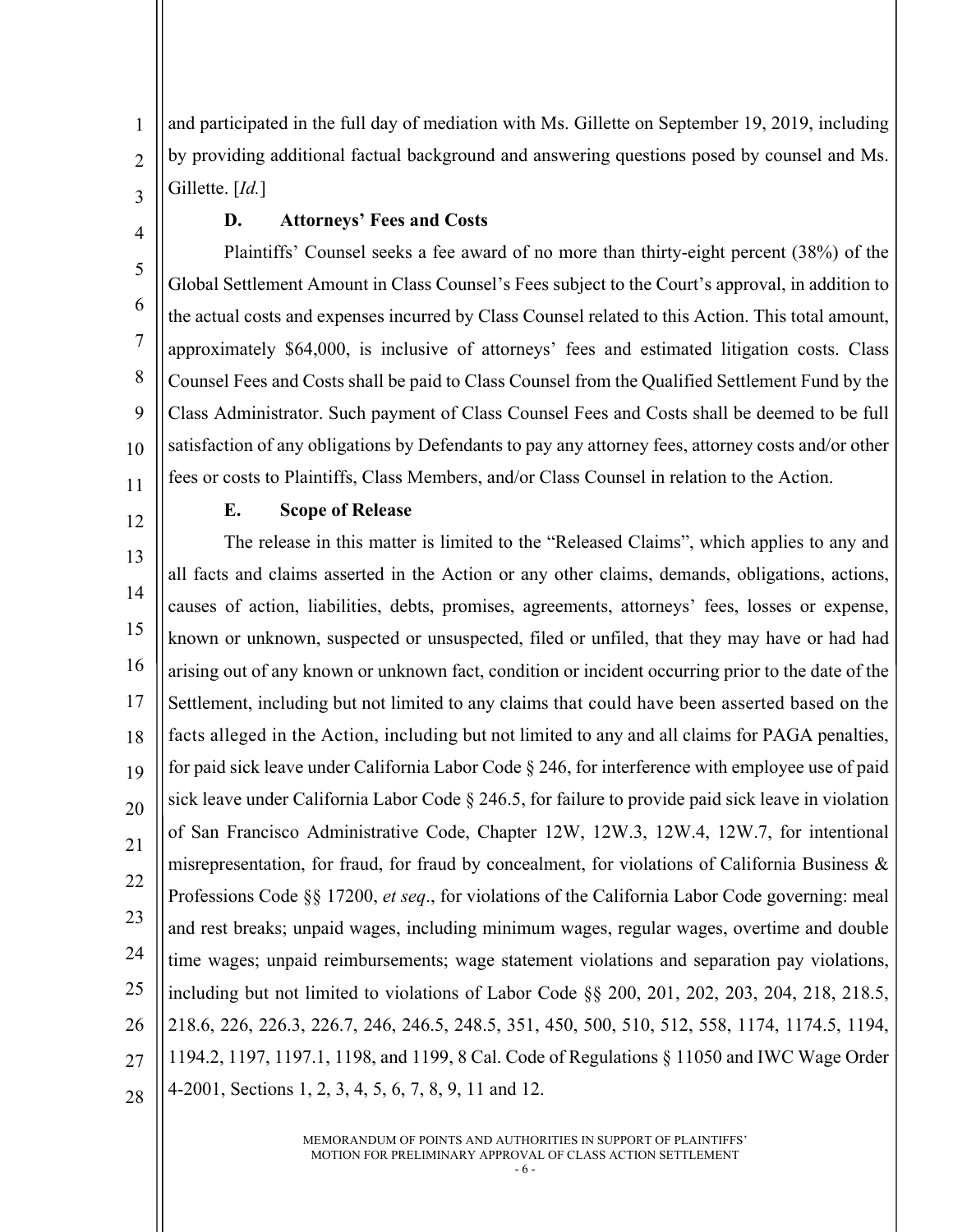and participated in the full day of mediation with Ms. Gillette on September 19, 2019, including by providing additional factual background and answering questions posed by counsel and Ms. Gillette. [*Id.*]

### D. Attorneys' Fees and Costs

Plaintiffs' Counsel seeks a fee award of no more than thirty-eight percent (38%) of the Global Settlement Amount in Class Counsel's Fees subject to the Court's approval, in addition to the actual costs and expenses incurred by Class Counsel related to this Action. This total amount, approximately $64,000, is inclusive of attorneys' fees and estimated litigation costs. Class Counsel Fees and Costs shall be paid to Class Counsel from the Qualified Settlement Fund by the Class Administrator. Such payment of Class Counsel Fees and Costs shall be deemed to be full satisfaction of any obligations by Defendants to pay any attorney fees, attorney costs and/or other fees or costs to Plaintiffs, Class Members, and/or Class Counsel in relation to the Action.

### E. Scope of Release

The release in this matter is limited to the "Released Claims", which applies to any and all facts and claims asserted in the Action or any other claims, demands, obligations, actions, causes of action, liabilities, debts, promises, agreements, attorneys' fees, losses or expense, known or unknown, suspected or unsuspected, filed or unfiled, that they may have or had had arising out of any known or unknown fact, condition or incident occurring prior to the date of the Settlement, including but not limited to any claims that could have been asserted based on the facts alleged in the Action, including but not limited to any and all claims for PAGA penalties, for paid sick leave under California Labor Code § 246, for interference with employee use of paid sick leave under California Labor Code § 246.5, for failure to provide paid sick leave in violation of San Francisco Administrative Code, Chapter 12W, 12W.3, 12W.4, 12W.7, for intentional misrepresentation, for fraud, for fraud by concealment, for violations of California Business & Professions Code §§ 17200, *et seq*., for violations of the California Labor Code governing: meal and rest breaks; unpaid wages, including minimum wages, regular wages, overtime and double time wages; unpaid reimbursements; wage statement violations and separation pay violations, including but not limited to violations of Labor Code §§ 200, 201, 202, 203, 204, 218, 218.5, 218.6, 226, 226.3, 226.7, 246, 246.5, 248.5, 351, 450, 500, 510, 512, 558, 1174, 1174.5, 1194, 1194.2, 1197, 1197.1, 1198, and 1199, 8 Cal. Code of Regulations § 11050 and IWC Wage Order 4-2001, Sections 1, 2, 3, 4, 5, 6, 7, 8, 9, 11 and 12.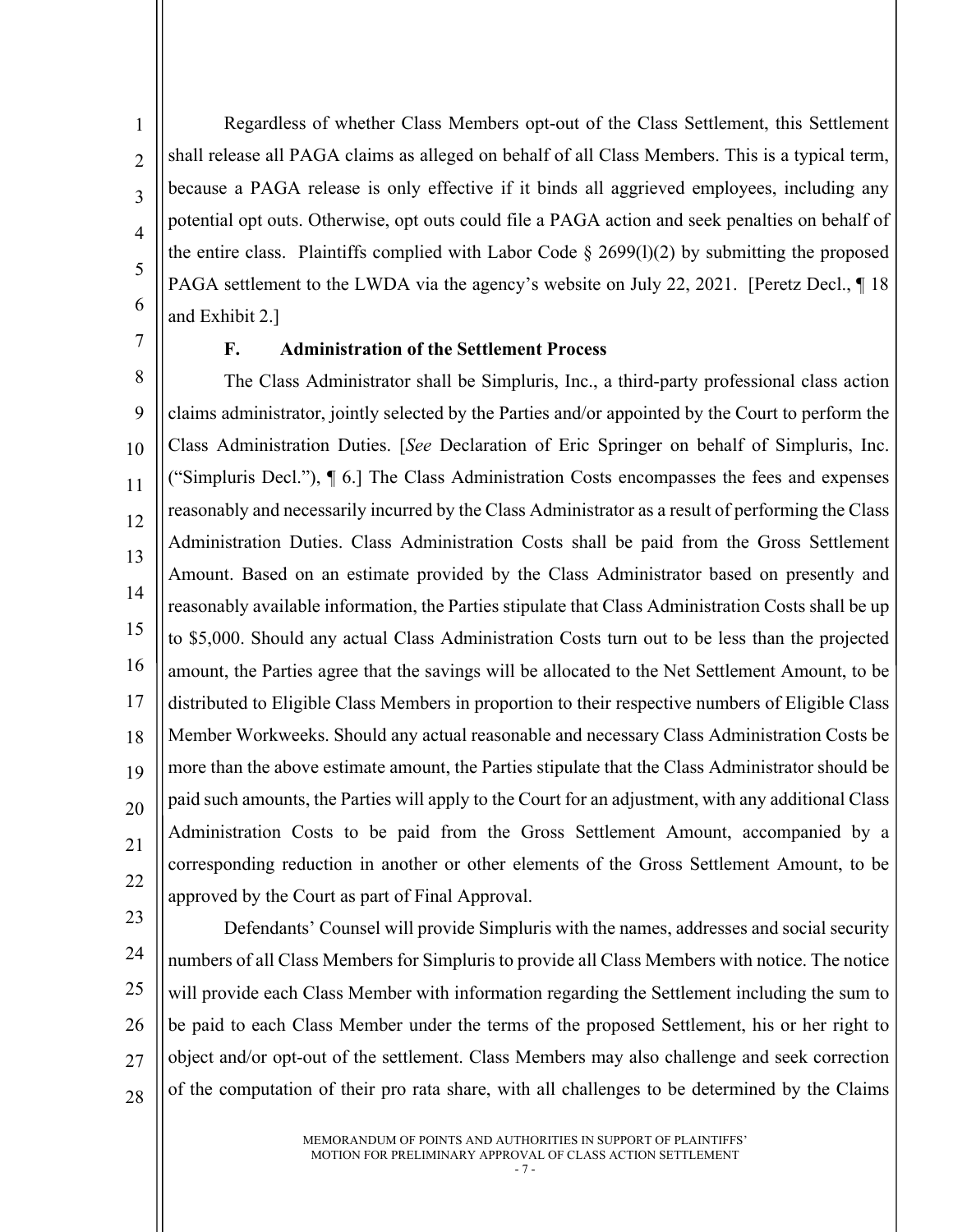Regardless of whether Class Members opt-out of the Class Settlement, this Settlement shall release all PAGA claims as alleged on behalf of all Class Members. This is a typical term, because a PAGA release is only effective if it binds all aggrieved employees, including any potential opt outs. Otherwise, opt outs could file a PAGA action and seek penalties on behalf of the entire class. Plaintiffs complied with Labor Code § 2699(l)(2) by submitting the proposed PAGA settlement to the LWDA via the agency's website on July 22, 2021. [Peretz Decl., ¶ 18 and Exhibit 2.]

### F. Administration of the Settlement Process

The Class Administrator shall be Simpluris, Inc., a third-party professional class action claims administrator, jointly selected by the Parties and/or appointed by the Court to perform the Class Administration Duties. [*See* Declaration of Eric Springer on behalf of Simpluris, Inc. ("Simpluris Decl."), ¶ 6.] The Class Administration Costs encompasses the fees and expenses reasonably and necessarily incurred by the Class Administrator as a result of performing the Class Administration Duties. Class Administration Costs shall be paid from the Gross Settlement Amount. Based on an estimate provided by the Class Administrator based on presently and reasonably available information, the Parties stipulate that Class Administration Costs shall be up to $5,000. Should any actual Class Administration Costs turn out to be less than the projected amount, the Parties agree that the savings will be allocated to the Net Settlement Amount, to be distributed to Eligible Class Members in proportion to their respective numbers of Eligible Class Member Workweeks. Should any actual reasonable and necessary Class Administration Costs be more than the above estimate amount, the Parties stipulate that the Class Administrator should be paid such amounts, the Parties will apply to the Court for an adjustment, with any additional Class Administration Costs to be paid from the Gross Settlement Amount, accompanied by a corresponding reduction in another or other elements of the Gross Settlement Amount, to be approved by the Court as part of Final Approval.

Defendants' Counsel will provide Simpluris with the names, addresses and social security numbers of all Class Members for Simpluris to provide all Class Members with notice. The notice will provide each Class Member with information regarding the Settlement including the sum to be paid to each Class Member under the terms of the proposed Settlement, his or her right to object and/or opt-out of the settlement. Class Members may also challenge and seek correction of the computation of their pro rata share, with all challenges to be determined by the Claims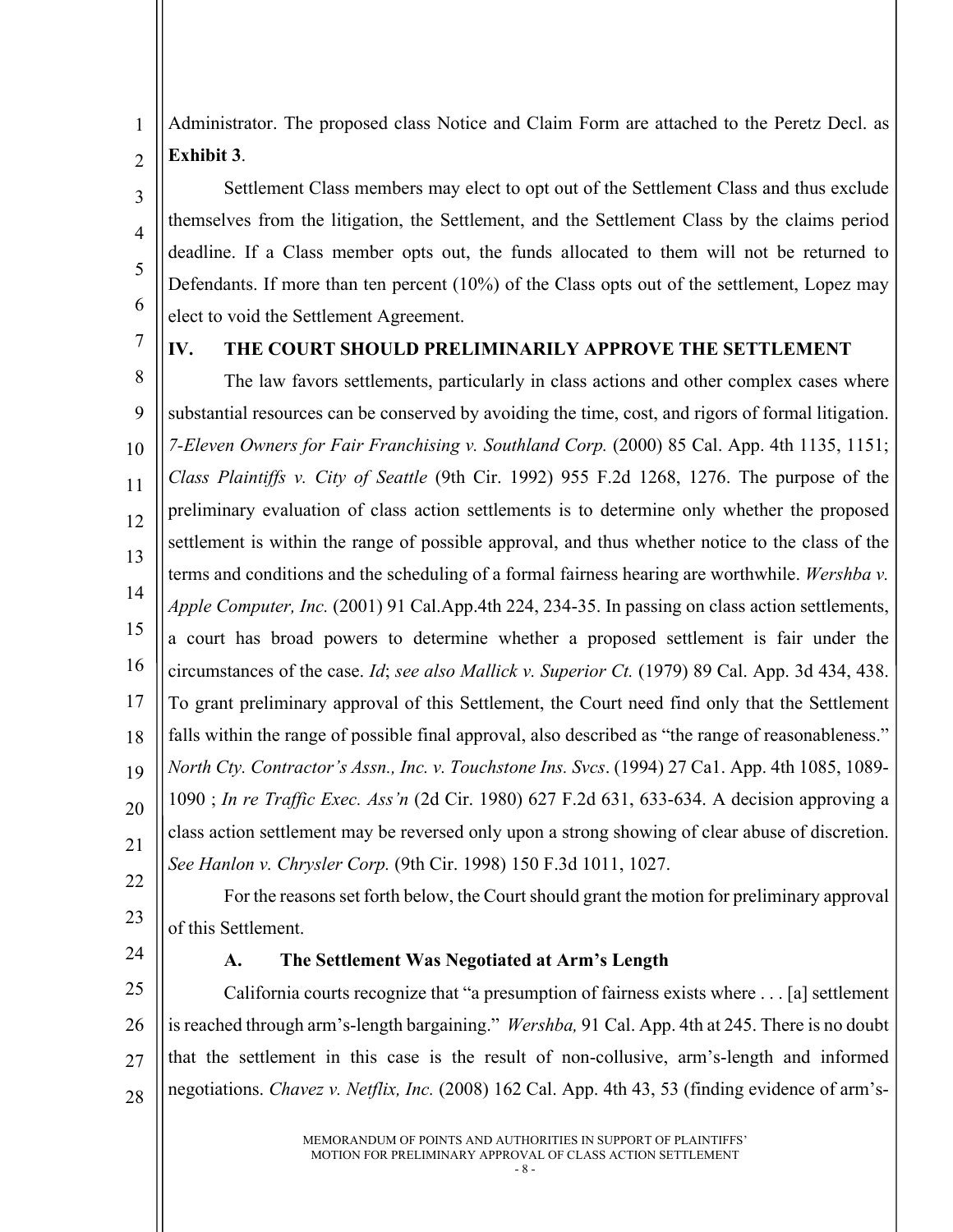Administrator. The proposed class Notice and Claim Form are attached to the Peretz Decl. as **Exhibit 3**.

Settlement Class members may elect to opt out of the Settlement Class and thus exclude themselves from the litigation, the Settlement, and the Settlement Class by the claims period deadline. If a Class member opts out, the funds allocated to them will not be returned to Defendants. If more than ten percent (10%) of the Class opts out of the settlement, Lopez may elect to void the Settlement Agreement.

## IV. THE COURT SHOULD PRELIMINARILY APPROVE THE SETTLEMENT

The law favors settlements, particularly in class actions and other complex cases where substantial resources can be conserved by avoiding the time, cost, and rigors of formal litigation. *7-Eleven Owners for Fair Franchising v. Southland Corp.* (2000) 85 Cal. App. 4th 1135, 1151; *Class Plaintiffs v. City of Seattle* (9th Cir. 1992) 955 F.2d 1268, 1276. The purpose of the preliminary evaluation of class action settlements is to determine only whether the proposed settlement is within the range of possible approval, and thus whether notice to the class of the terms and conditions and the scheduling of a formal fairness hearing are worthwhile. *Wershba v. Apple Computer, Inc.* (2001) 91 Cal.App.4th 224, 234-35. In passing on class action settlements, a court has broad powers to determine whether a proposed settlement is fair under the circumstances of the case. *Id*; *see also Mallick v. Superior Ct.* (1979) 89 Cal. App. 3d 434, 438. To grant preliminary approval of this Settlement, the Court need find only that the Settlement falls within the range of possible final approval, also described as "the range of reasonableness." *North Cty. Contractor's Assn., Inc. v. Touchstone Ins. Svcs*. (1994) 27 Ca1. App. 4th 1085, 1089-1090 ; *In re Traffic Exec. Ass'n* (2d Cir. 1980) 627 F.2d 631, 633-634. A decision approving a class action settlement may be reversed only upon a strong showing of clear abuse of discretion. *See Hanlon v. Chrysler Corp.* (9th Cir. 1998) 150 F.3d 1011, 1027.

For the reasons set forth below, the Court should grant the motion for preliminary approval of this Settlement.

### A. The Settlement Was Negotiated at Arm's Length

California courts recognize that "a presumption of fairness exists where . . . [a] settlement is reached through arm's-length bargaining." *Wershba,* 91 Cal. App. 4th at 245. There is no doubt that the settlement in this case is the result of non-collusive, arm's-length and informed negotiations. *Chavez v. Netflix, Inc.* (2008) 162 Cal. App. 4th 43, 53 (finding evidence of arm's-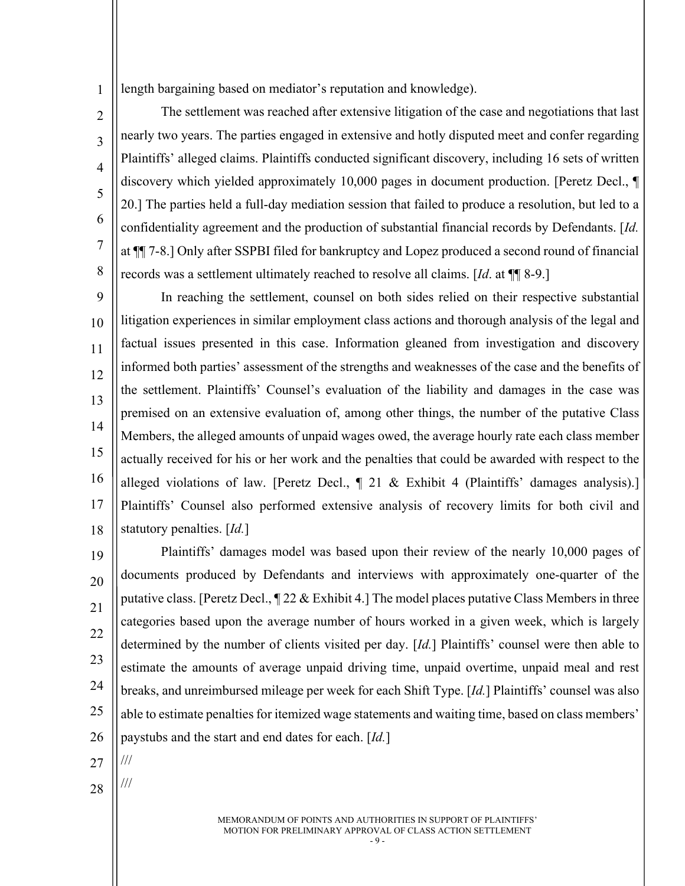length bargaining based on mediator's reputation and knowledge).

The settlement was reached after extensive litigation of the case and negotiations that last nearly two years. The parties engaged in extensive and hotly disputed meet and confer regarding Plaintiffs' alleged claims. Plaintiffs conducted significant discovery, including 16 sets of written discovery which yielded approximately 10,000 pages in document production. [Peretz Decl., ¶ 20.] The parties held a full-day mediation session that failed to produce a resolution, but led to a confidentiality agreement and the production of substantial financial records by Defendants. [*Id.* at ¶¶ 7-8.] Only after SSPBI filed for bankruptcy and Lopez produced a second round of financial records was a settlement ultimately reached to resolve all claims. [*Id*. at ¶¶ 8-9.]

In reaching the settlement, counsel on both sides relied on their respective substantial litigation experiences in similar employment class actions and thorough analysis of the legal and factual issues presented in this case. Information gleaned from investigation and discovery informed both parties' assessment of the strengths and weaknesses of the case and the benefits of the settlement. Plaintiffs' Counsel's evaluation of the liability and damages in the case was premised on an extensive evaluation of, among other things, the number of the putative Class Members, the alleged amounts of unpaid wages owed, the average hourly rate each class member actually received for his or her work and the penalties that could be awarded with respect to the alleged violations of law. [Peretz Decl., ¶ 21 & Exhibit 4 (Plaintiffs' damages analysis).] Plaintiffs' Counsel also performed extensive analysis of recovery limits for both civil and statutory penalties. [*Id.*]

Plaintiffs' damages model was based upon their review of the nearly 10,000 pages of documents produced by Defendants and interviews with approximately one-quarter of the putative class. [Peretz Decl., ¶ 22 & Exhibit 4.] The model places putative Class Members in three categories based upon the average number of hours worked in a given week, which is largely determined by the number of clients visited per day. [*Id.*] Plaintiffs' counsel were then able to estimate the amounts of average unpaid driving time, unpaid overtime, unpaid meal and rest breaks, and unreimbursed mileage per week for each Shift Type. [*Id.*] Plaintiffs' counsel was also able to estimate penalties for itemized wage statements and waiting time, based on class members' paystubs and the start and end dates for each. [*Id.*]

///

///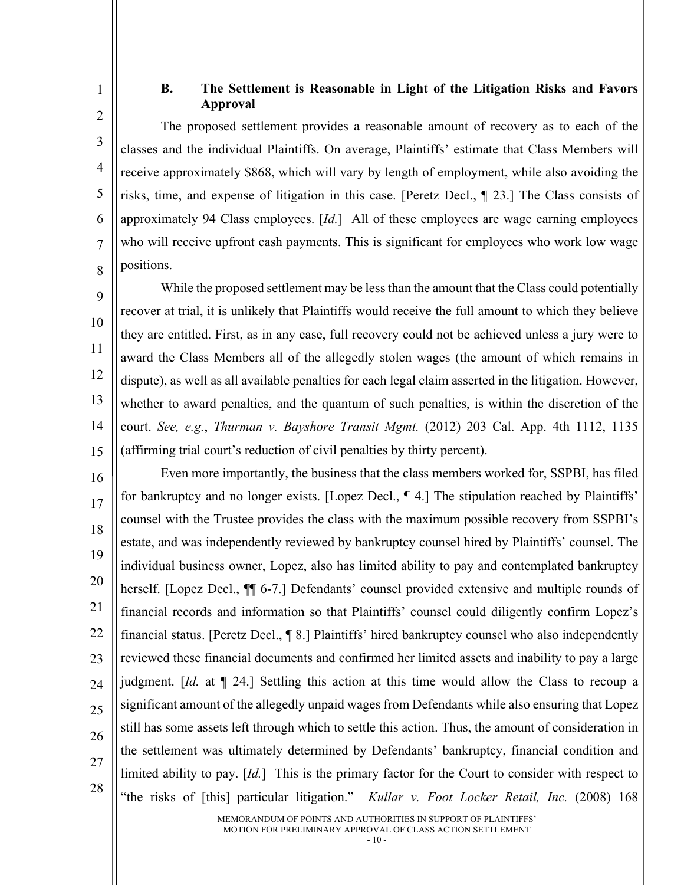### B. The Settlement is Reasonable in Light of the Litigation Risks and Favors Approval

The proposed settlement provides a reasonable amount of recovery as to each of the classes and the individual Plaintiffs. On average, Plaintiffs' estimate that Class Members will receive approximately $868, which will vary by length of employment, while also avoiding the risks, time, and expense of litigation in this case. [Peretz Decl., ¶ 23.] The Class consists of approximately 94 Class employees. [*Id.*] All of these employees are wage earning employees who will receive upfront cash payments. This is significant for employees who work low wage positions.

While the proposed settlement may be less than the amount that the Class could potentially recover at trial, it is unlikely that Plaintiffs would receive the full amount to which they believe they are entitled. First, as in any case, full recovery could not be achieved unless a jury were to award the Class Members all of the allegedly stolen wages (the amount of which remains in dispute), as well as all available penalties for each legal claim asserted in the litigation. However, whether to award penalties, and the quantum of such penalties, is within the discretion of the court. *See, e.g.*, *Thurman v. Bayshore Transit Mgmt.* (2012) 203 Cal. App. 4th 1112, 1135 (affirming trial court's reduction of civil penalties by thirty percent).

Even more importantly, the business that the class members worked for, SSPBI, has filed for bankruptcy and no longer exists. [Lopez Decl., ¶ 4.] The stipulation reached by Plaintiffs' counsel with the Trustee provides the class with the maximum possible recovery from SSPBI's estate, and was independently reviewed by bankruptcy counsel hired by Plaintiffs' counsel. The individual business owner, Lopez, also has limited ability to pay and contemplated bankruptcy herself. [Lopez Decl., ¶¶ 6-7.] Defendants' counsel provided extensive and multiple rounds of financial records and information so that Plaintiffs' counsel could diligently confirm Lopez's financial status. [Peretz Decl., ¶ 8.] Plaintiffs' hired bankruptcy counsel who also independently reviewed these financial documents and confirmed her limited assets and inability to pay a large judgment. [*Id.* at ¶ 24.] Settling this action at this time would allow the Class to recoup a significant amount of the allegedly unpaid wages from Defendants while also ensuring that Lopez still has some assets left through which to settle this action. Thus, the amount of consideration in the settlement was ultimately determined by Defendants' bankruptcy, financial condition and limited ability to pay. [*Id.*] This is the primary factor for the Court to consider with respect to "the risks of [this] particular litigation." *Kullar v. Foot Locker Retail, Inc.* (2008) 168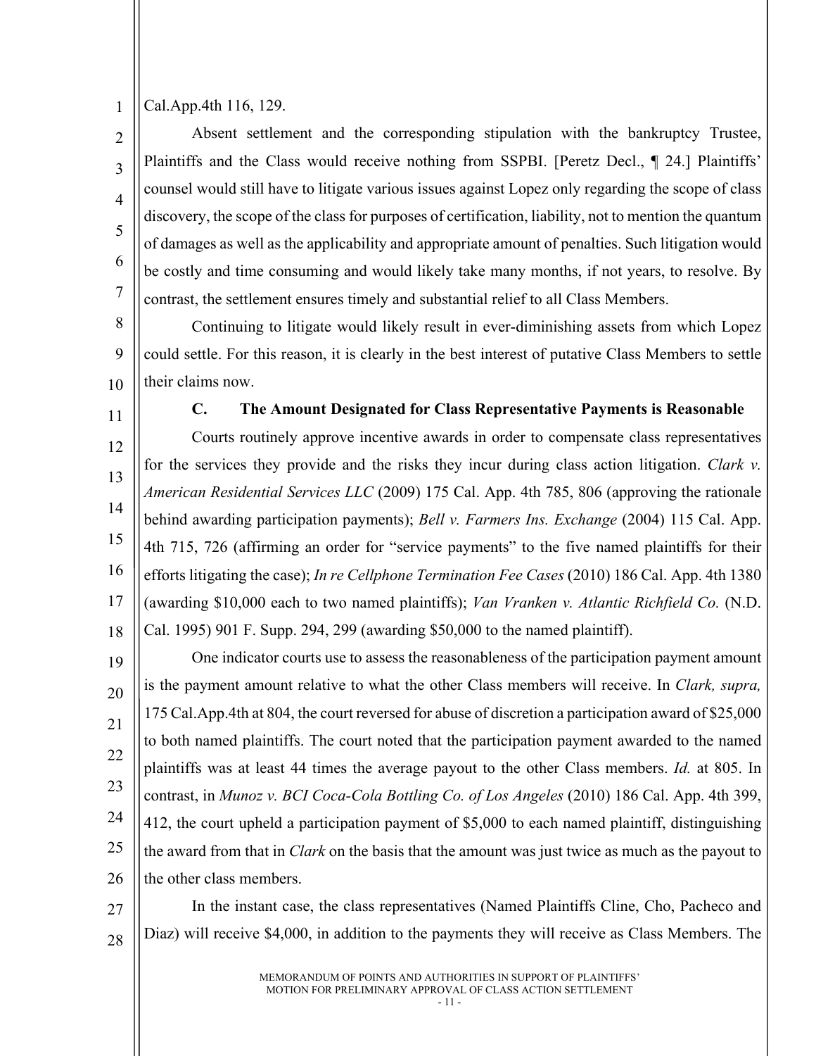Cal.App.4th 116, 129.

Absent settlement and the corresponding stipulation with the bankruptcy Trustee, Plaintiffs and the Class would receive nothing from SSPBI. [Peretz Decl., ¶ 24.] Plaintiffs' counsel would still have to litigate various issues against Lopez only regarding the scope of class discovery, the scope of the class for purposes of certification, liability, not to mention the quantum of damages as well as the applicability and appropriate amount of penalties. Such litigation would be costly and time consuming and would likely take many months, if not years, to resolve. By contrast, the settlement ensures timely and substantial relief to all Class Members.

Continuing to litigate would likely result in ever-diminishing assets from which Lopez could settle. For this reason, it is clearly in the best interest of putative Class Members to settle their claims now.

### C. The Amount Designated for Class Representative Payments is Reasonable

Courts routinely approve incentive awards in order to compensate class representatives for the services they provide and the risks they incur during class action litigation. *Clark v. American Residential Services LLC* (2009) 175 Cal. App. 4th 785, 806 (approving the rationale behind awarding participation payments); *Bell v. Farmers Ins. Exchange* (2004) 115 Cal. App. 4th 715, 726 (affirming an order for "service payments" to the five named plaintiffs for their efforts litigating the case); *In re Cellphone Termination Fee Cases* (2010) 186 Cal. App. 4th 1380 (awarding $10,000 each to two named plaintiffs); *Van Vranken v. Atlantic Richfield Co.* (N.D. Cal. 1995) 901 F. Supp. 294, 299 (awarding $50,000 to the named plaintiff).

One indicator courts use to assess the reasonableness of the participation payment amount is the payment amount relative to what the other Class members will receive. In *Clark, supra,* 175 Cal.App.4th at 804, the court reversed for abuse of discretion a participation award of $25,000 to both named plaintiffs. The court noted that the participation payment awarded to the named plaintiffs was at least 44 times the average payout to the other Class members. *Id.* at 805. In contrast, in *Munoz v. BCI Coca-Cola Bottling Co. of Los Angeles* (2010) 186 Cal. App. 4th 399, 412, the court upheld a participation payment of $5,000 to each named plaintiff, distinguishing the award from that in *Clark* on the basis that the amount was just twice as much as the payout to the other class members.

In the instant case, the class representatives (Named Plaintiffs Cline, Cho, Pacheco and Diaz) will receive $4,000, in addition to the payments they will receive as Class Members. The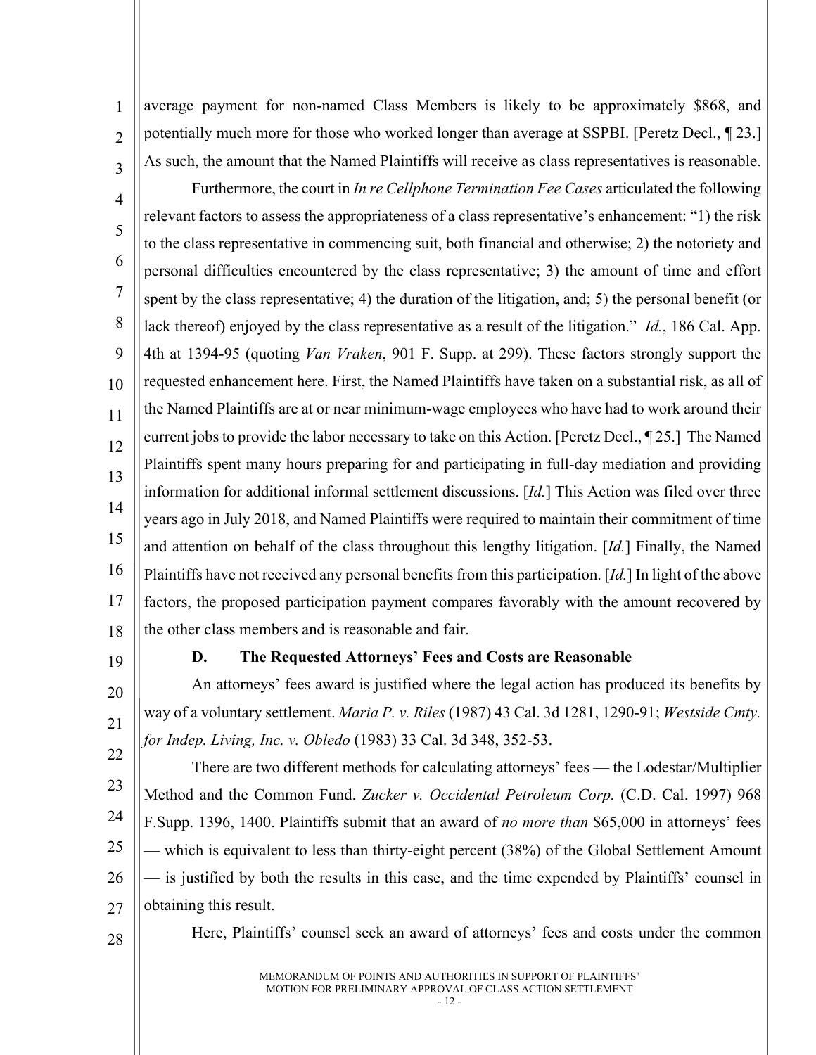average payment for non-named Class Members is likely to be approximately $868, and potentially much more for those who worked longer than average at SSPBI. [Peretz Decl., ¶ 23.] As such, the amount that the Named Plaintiffs will receive as class representatives is reasonable.

Furthermore, the court in *In re Cellphone Termination Fee Cases* articulated the following relevant factors to assess the appropriateness of a class representative's enhancement: "1) the risk to the class representative in commencing suit, both financial and otherwise; 2) the notoriety and personal difficulties encountered by the class representative; 3) the amount of time and effort spent by the class representative; 4) the duration of the litigation, and; 5) the personal benefit (or lack thereof) enjoyed by the class representative as a result of the litigation." *Id.*, 186 Cal. App. 4th at 1394-95 (quoting *Van Vraken*, 901 F. Supp. at 299). These factors strongly support the requested enhancement here. First, the Named Plaintiffs have taken on a substantial risk, as all of the Named Plaintiffs are at or near minimum-wage employees who have had to work around their current jobs to provide the labor necessary to take on this Action. [Peretz Decl., ¶ 25.] The Named Plaintiffs spent many hours preparing for and participating in full-day mediation and providing information for additional informal settlement discussions. [*Id.*] This Action was filed over three years ago in July 2018, and Named Plaintiffs were required to maintain their commitment of time and attention on behalf of the class throughout this lengthy litigation. [*Id.*] Finally, the Named Plaintiffs have not received any personal benefits from this participation. [*Id.*] In light of the above factors, the proposed participation payment compares favorably with the amount recovered by the other class members and is reasonable and fair.

### D. The Requested Attorneys' Fees and Costs are Reasonable

An attorneys' fees award is justified where the legal action has produced its benefits by way of a voluntary settlement. *Maria P. v. Riles* (1987) 43 Cal. 3d 1281, 1290-91; *Westside Cmty. for Indep. Living, Inc. v. Obledo* (1983) 33 Cal. 3d 348, 352-53.

There are two different methods for calculating attorneys' fees — the Lodestar/Multiplier Method and the Common Fund. *Zucker v. Occidental Petroleum Corp.* (C.D. Cal. 1997) 968 F.Supp. 1396, 1400. Plaintiffs submit that an award of *no more than* $65,000 in attorneys' fees — which is equivalent to less than thirty-eight percent (38%) of the Global Settlement Amount — is justified by both the results in this case, and the time expended by Plaintiffs' counsel in obtaining this result.

Here, Plaintiffs' counsel seek an award of attorneys' fees and costs under the common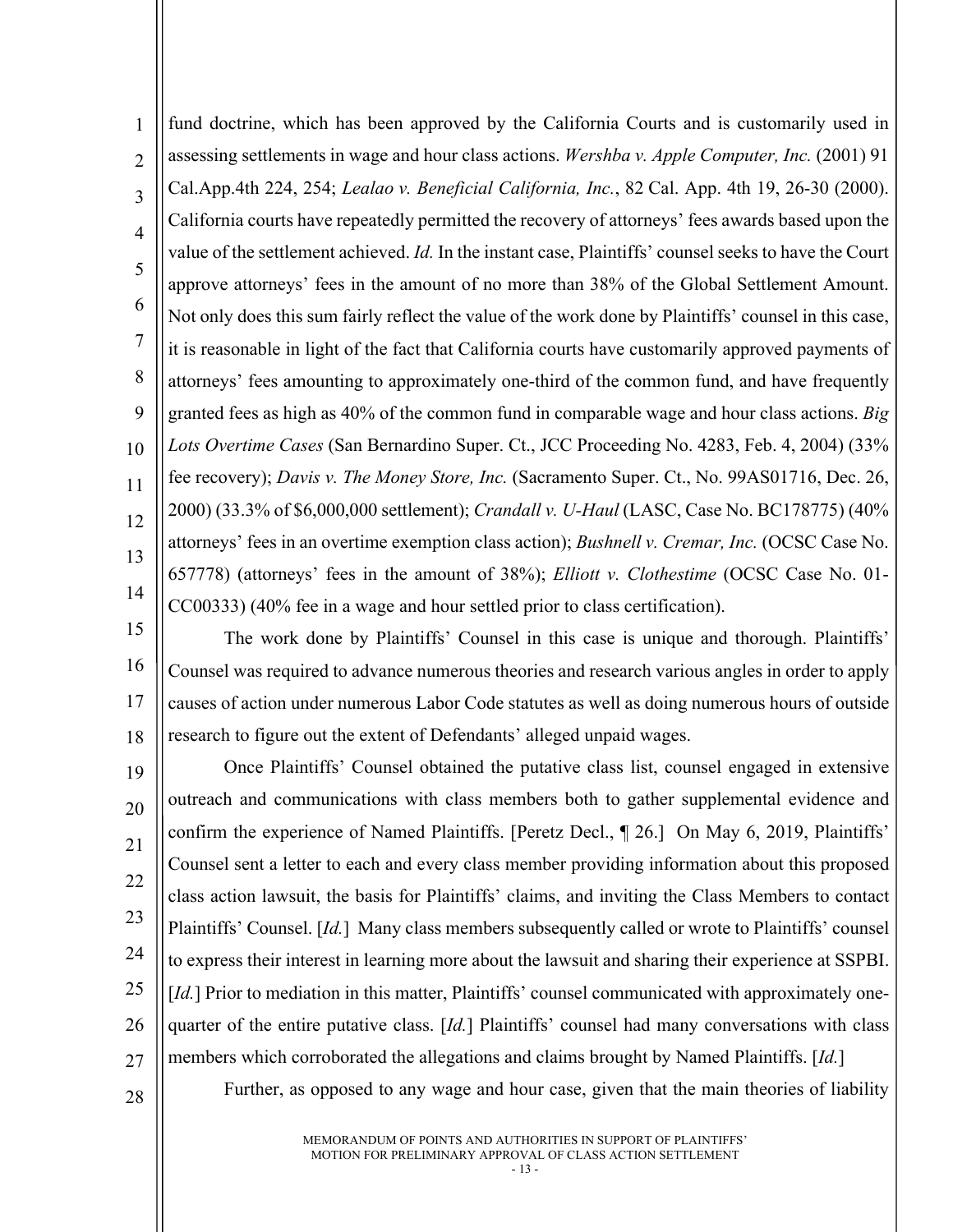fund doctrine, which has been approved by the California Courts and is customarily used in assessing settlements in wage and hour class actions. *Wershba v. Apple Computer, Inc.* (2001) 91 Cal.App.4th 224, 254; *Lealao v. Beneficial California, Inc.*, 82 Cal. App. 4th 19, 26-30 (2000). California courts have repeatedly permitted the recovery of attorneys' fees awards based upon the value of the settlement achieved. *Id.* In the instant case, Plaintiffs' counsel seeks to have the Court approve attorneys' fees in the amount of no more than 38% of the Global Settlement Amount. Not only does this sum fairly reflect the value of the work done by Plaintiffs' counsel in this case, it is reasonable in light of the fact that California courts have customarily approved payments of attorneys' fees amounting to approximately one-third of the common fund, and have frequently granted fees as high as 40% of the common fund in comparable wage and hour class actions. *Big Lots Overtime Cases* (San Bernardino Super. Ct., JCC Proceeding No. 4283, Feb. 4, 2004) (33% fee recovery); *Davis v. The Money Store, Inc.* (Sacramento Super. Ct., No. 99AS01716, Dec. 26, 2000) (33.3% of $6,000,000 settlement); *Crandall v. U-Haul* (LASC, Case No. BC178775) (40% attorneys' fees in an overtime exemption class action); *Bushnell v. Cremar, Inc.* (OCSC Case No. 657778) (attorneys' fees in the amount of 38%); *Elliott v. Clothestime* (OCSC Case No. 01-CC00333) (40% fee in a wage and hour settled prior to class certification).

The work done by Plaintiffs' Counsel in this case is unique and thorough. Plaintiffs' Counsel was required to advance numerous theories and research various angles in order to apply causes of action under numerous Labor Code statutes as well as doing numerous hours of outside research to figure out the extent of Defendants' alleged unpaid wages.

Once Plaintiffs' Counsel obtained the putative class list, counsel engaged in extensive outreach and communications with class members both to gather supplemental evidence and confirm the experience of Named Plaintiffs. [Peretz Decl., ¶ 26.] On May 6, 2019, Plaintiffs' Counsel sent a letter to each and every class member providing information about this proposed class action lawsuit, the basis for Plaintiffs' claims, and inviting the Class Members to contact Plaintiffs' Counsel. [*Id.*] Many class members subsequently called or wrote to Plaintiffs' counsel to express their interest in learning more about the lawsuit and sharing their experience at SSPBI. [*Id.*] Prior to mediation in this matter, Plaintiffs' counsel communicated with approximately one-quarter of the entire putative class. [*Id.*] Plaintiffs' counsel had many conversations with class members which corroborated the allegations and claims brought by Named Plaintiffs. [*Id.*]

Further, as opposed to any wage and hour case, given that the main theories of liability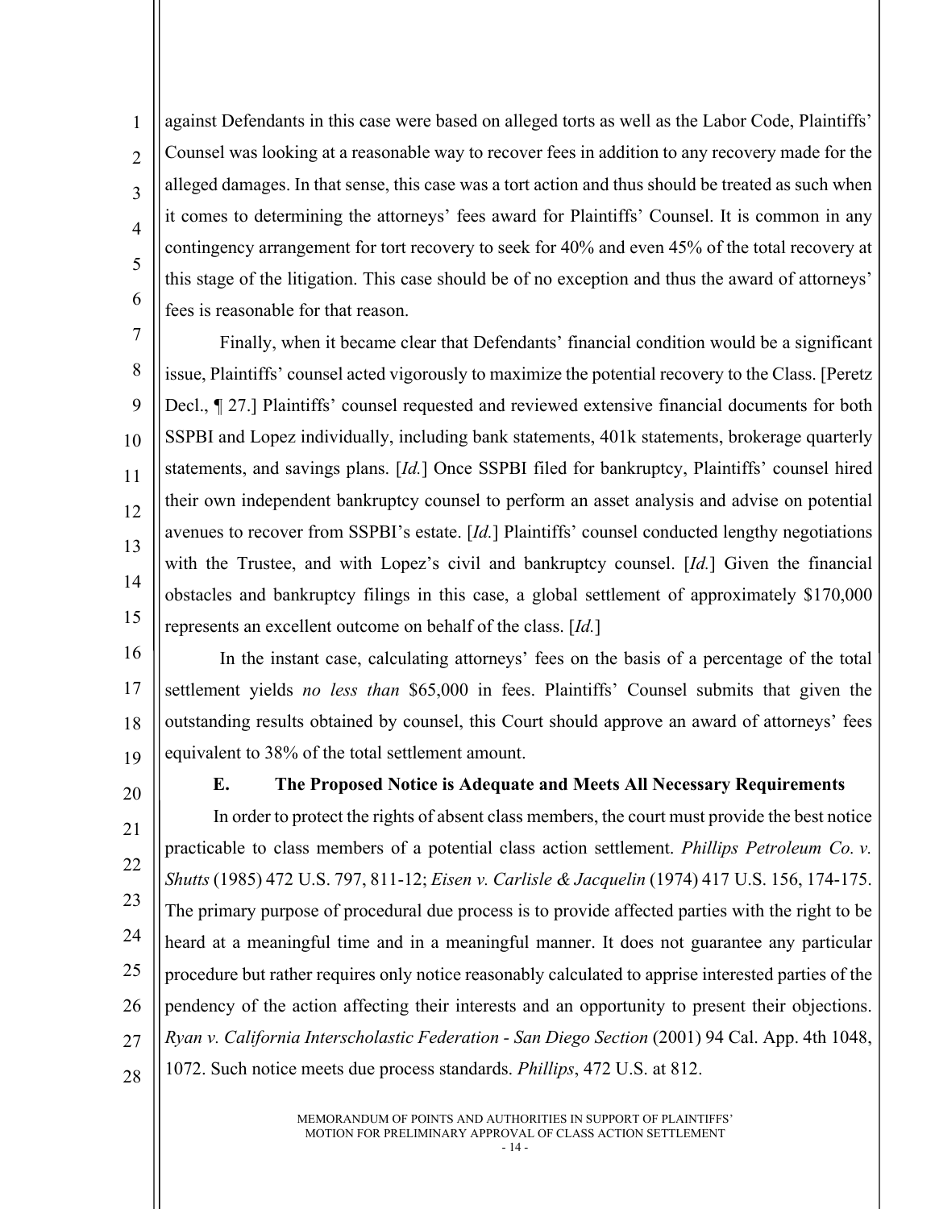against Defendants in this case were based on alleged torts as well as the Labor Code, Plaintiffs' Counsel was looking at a reasonable way to recover fees in addition to any recovery made for the alleged damages. In that sense, this case was a tort action and thus should be treated as such when it comes to determining the attorneys' fees award for Plaintiffs' Counsel. It is common in any contingency arrangement for tort recovery to seek for 40% and even 45% of the total recovery at this stage of the litigation. This case should be of no exception and thus the award of attorneys' fees is reasonable for that reason.

Finally, when it became clear that Defendants' financial condition would be a significant issue, Plaintiffs' counsel acted vigorously to maximize the potential recovery to the Class. [Peretz Decl., ¶ 27.] Plaintiffs' counsel requested and reviewed extensive financial documents for both SSPBI and Lopez individually, including bank statements, 401k statements, brokerage quarterly statements, and savings plans. [*Id.*] Once SSPBI filed for bankruptcy, Plaintiffs' counsel hired their own independent bankruptcy counsel to perform an asset analysis and advise on potential avenues to recover from SSPBI's estate. [*Id.*] Plaintiffs' counsel conducted lengthy negotiations with the Trustee, and with Lopez's civil and bankruptcy counsel. [*Id.*] Given the financial obstacles and bankruptcy filings in this case, a global settlement of approximately $170,000 represents an excellent outcome on behalf of the class. [*Id.*]

In the instant case, calculating attorneys' fees on the basis of a percentage of the total settlement yields *no less than* $65,000 in fees. Plaintiffs' Counsel submits that given the outstanding results obtained by counsel, this Court should approve an award of attorneys' fees equivalent to 38% of the total settlement amount.

### E. The Proposed Notice is Adequate and Meets All Necessary Requirements

In order to protect the rights of absent class members, the court must provide the best notice practicable to class members of a potential class action settlement. *Phillips Petroleum Co. v. Shutts* (1985) 472 U.S. 797, 811-12; *Eisen v. Carlisle & Jacquelin* (1974) 417 U.S. 156, 174-175. The primary purpose of procedural due process is to provide affected parties with the right to be heard at a meaningful time and in a meaningful manner. It does not guarantee any particular procedure but rather requires only notice reasonably calculated to apprise interested parties of the pendency of the action affecting their interests and an opportunity to present their objections. *Ryan v. California Interscholastic Federation - San Diego Section* (2001) 94 Cal. App. 4th 1048, 1072. Such notice meets due process standards. *Phillips*, 472 U.S. at 812.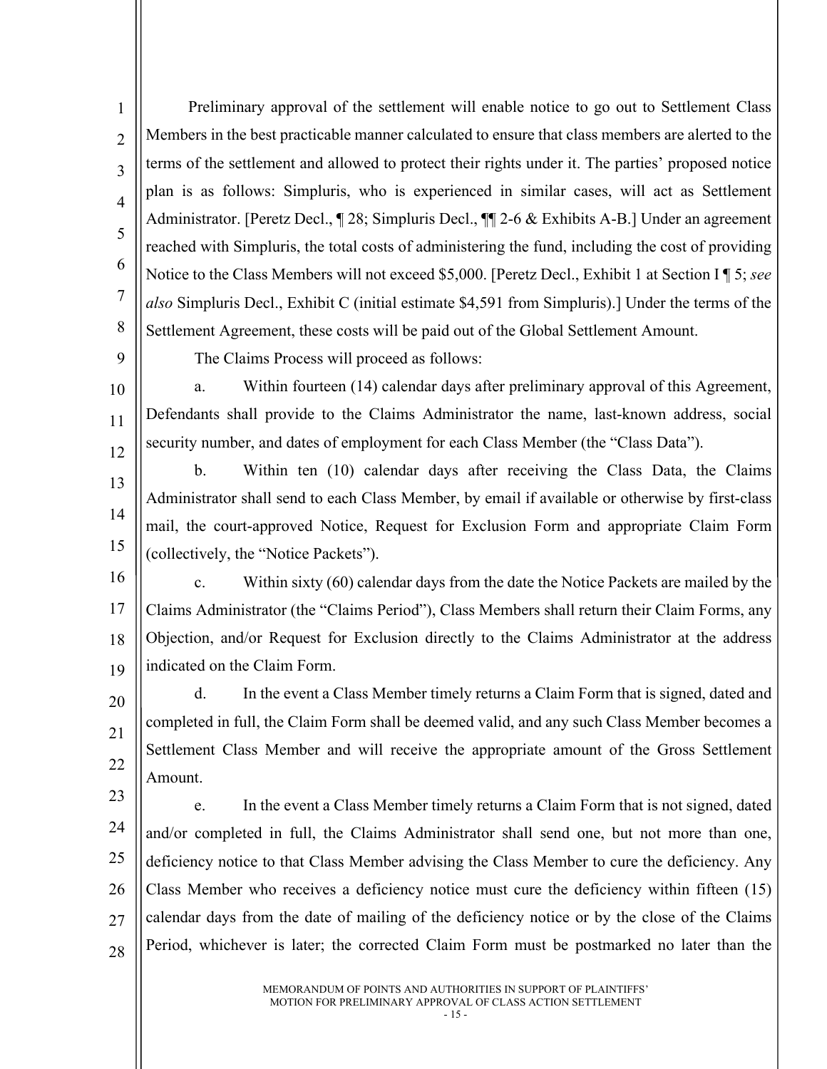Preliminary approval of the settlement will enable notice to go out to Settlement Class Members in the best practicable manner calculated to ensure that class members are alerted to the terms of the settlement and allowed to protect their rights under it. The parties' proposed notice plan is as follows: Simpluris, who is experienced in similar cases, will act as Settlement Administrator. [Peretz Decl., ¶ 28; Simpluris Decl., ¶¶ 2-6 & Exhibits A-B.] Under an agreement reached with Simpluris, the total costs of administering the fund, including the cost of providing Notice to the Class Members will not exceed $5,000. [Peretz Decl., Exhibit 1 at Section I ¶ 5; *see also* Simpluris Decl., Exhibit C (initial estimate $4,591 from Simpluris).] Under the terms of the Settlement Agreement, these costs will be paid out of the Global Settlement Amount.

The Claims Process will proceed as follows:

a. Within fourteen (14) calendar days after preliminary approval of this Agreement, Defendants shall provide to the Claims Administrator the name, last-known address, social security number, and dates of employment for each Class Member (the "Class Data").

b. Within ten (10) calendar days after receiving the Class Data, the Claims Administrator shall send to each Class Member, by email if available or otherwise by first-class mail, the court-approved Notice, Request for Exclusion Form and appropriate Claim Form (collectively, the "Notice Packets").

c. Within sixty (60) calendar days from the date the Notice Packets are mailed by the Claims Administrator (the "Claims Period"), Class Members shall return their Claim Forms, any Objection, and/or Request for Exclusion directly to the Claims Administrator at the address indicated on the Claim Form.

d. In the event a Class Member timely returns a Claim Form that is signed, dated and completed in full, the Claim Form shall be deemed valid, and any such Class Member becomes a Settlement Class Member and will receive the appropriate amount of the Gross Settlement Amount.

e. In the event a Class Member timely returns a Claim Form that is not signed, dated and/or completed in full, the Claims Administrator shall send one, but not more than one, deficiency notice to that Class Member advising the Class Member to cure the deficiency. Any Class Member who receives a deficiency notice must cure the deficiency within fifteen (15) calendar days from the date of mailing of the deficiency notice or by the close of the Claims Period, whichever is later; the corrected Claim Form must be postmarked no later than the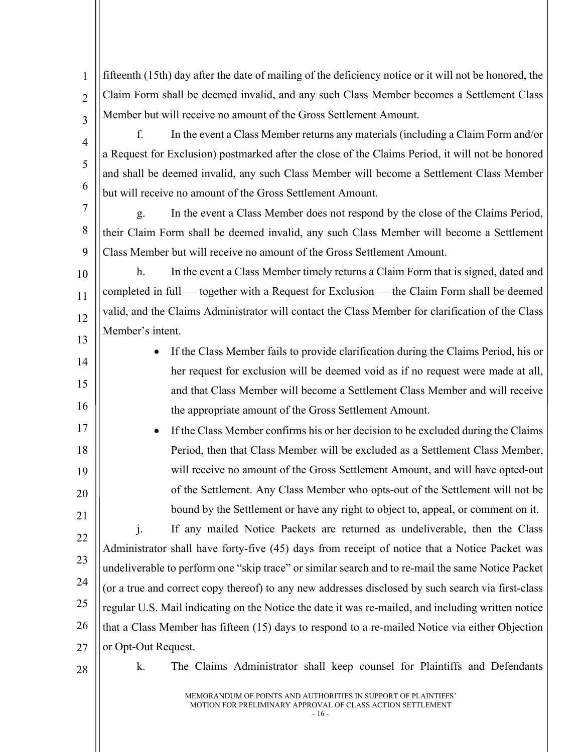fifteenth (15th) day after the date of mailing of the deficiency notice or it will not be honored, the Claim Form shall be deemed invalid, and any such Class Member becomes a Settlement Class Member but will receive no amount of the Gross Settlement Amount.

f. In the event a Class Member returns any materials (including a Claim Form and/or a Request for Exclusion) postmarked after the close of the Claims Period, it will not be honored and shall be deemed invalid, any such Class Member will become a Settlement Class Member but will receive no amount of the Gross Settlement Amount.

g. In the event a Class Member does not respond by the close of the Claims Period, their Claim Form shall be deemed invalid, any such Class Member will become a Settlement Class Member but will receive no amount of the Gross Settlement Amount.

h. In the event a Class Member timely returns a Claim Form that is signed, dated and completed in full — together with a Request for Exclusion — the Claim Form shall be deemed valid, and the Claims Administrator will contact the Class Member for clarification of the Class Member's intent.

- If the Class Member fails to provide clarification during the Claims Period, his or her request for exclusion will be deemed void as if no request were made at all, and that Class Member will become a Settlement Class Member and will receive the appropriate amount of the Gross Settlement Amount.
- If the Class Member confirms his or her decision to be excluded during the Claims Period, then that Class Member will be excluded as a Settlement Class Member, will receive no amount of the Gross Settlement Amount, and will have opted-out of the Settlement. Any Class Member who opts-out of the Settlement will not be bound by the Settlement or have any right to object to, appeal, or comment on it.

j. If any mailed Notice Packets are returned as undeliverable, then the Class Administrator shall have forty-five (45) days from receipt of notice that a Notice Packet was undeliverable to perform one "skip trace" or similar search and to re-mail the same Notice Packet (or a true and correct copy thereof) to any new addresses disclosed by such search via first-class regular U.S. Mail indicating on the Notice the date it was re-mailed, and including written notice that a Class Member has fifteen (15) days to respond to a re-mailed Notice via either Objection or Opt-Out Request.

k. The Claims Administrator shall keep counsel for Plaintiffs and Defendants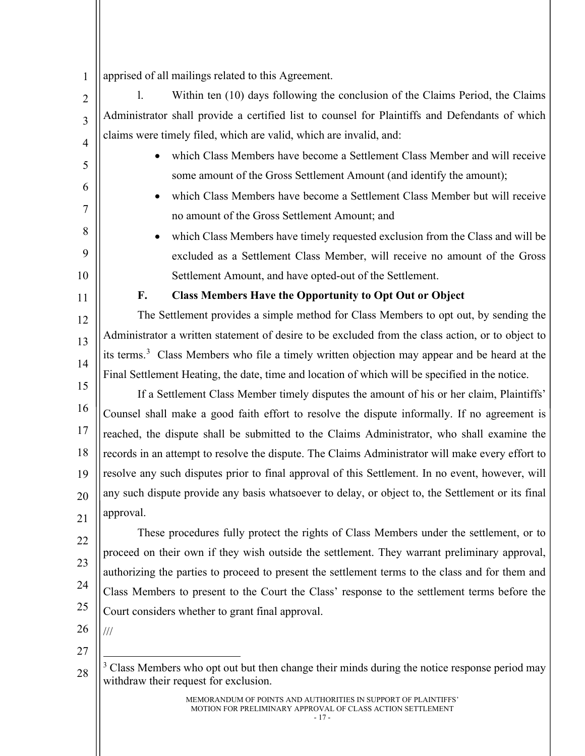apprised of all mailings related to this Agreement.

l. Within ten (10) days following the conclusion of the Claims Period, the Claims Administrator shall provide a certified list to counsel for Plaintiffs and Defendants of which claims were timely filed, which are valid, which are invalid, and:

- which Class Members have become a Settlement Class Member and will receive some amount of the Gross Settlement Amount (and identify the amount);
- which Class Members have become a Settlement Class Member but will receive no amount of the Gross Settlement Amount; and
- which Class Members have timely requested exclusion from the Class and will be excluded as a Settlement Class Member, will receive no amount of the Gross Settlement Amount, and have opted-out of the Settlement.

### F. Class Members Have the Opportunity to Opt Out or Object

The Settlement provides a simple method for Class Members to opt out, by sending the Administrator a written statement of desire to be excluded from the class action, or to object to its terms.[3] Class Members who file a timely written objection may appear and be heard at the Final Settlement Heating, the date, time and location of which will be specified in the notice.

If a Settlement Class Member timely disputes the amount of his or her claim, Plaintiffs' Counsel shall make a good faith effort to resolve the dispute informally. If no agreement is reached, the dispute shall be submitted to the Claims Administrator, who shall examine the records in an attempt to resolve the dispute. The Claims Administrator will make every effort to resolve any such disputes prior to final approval of this Settlement. In no event, however, will any such dispute provide any basis whatsoever to delay, or object to, the Settlement or its final approval.

These procedures fully protect the rights of Class Members under the settlement, or to proceed on their own if they wish outside the settlement. They warrant preliminary approval, authorizing the parties to proceed to present the settlement terms to the class and for them and Class Members to present to the Court the Class' response to the settlement terms before the Court considers whether to grant final approval.

///

[3] Class Members who opt out but then change their minds during the notice response period may withdraw their request for exclusion.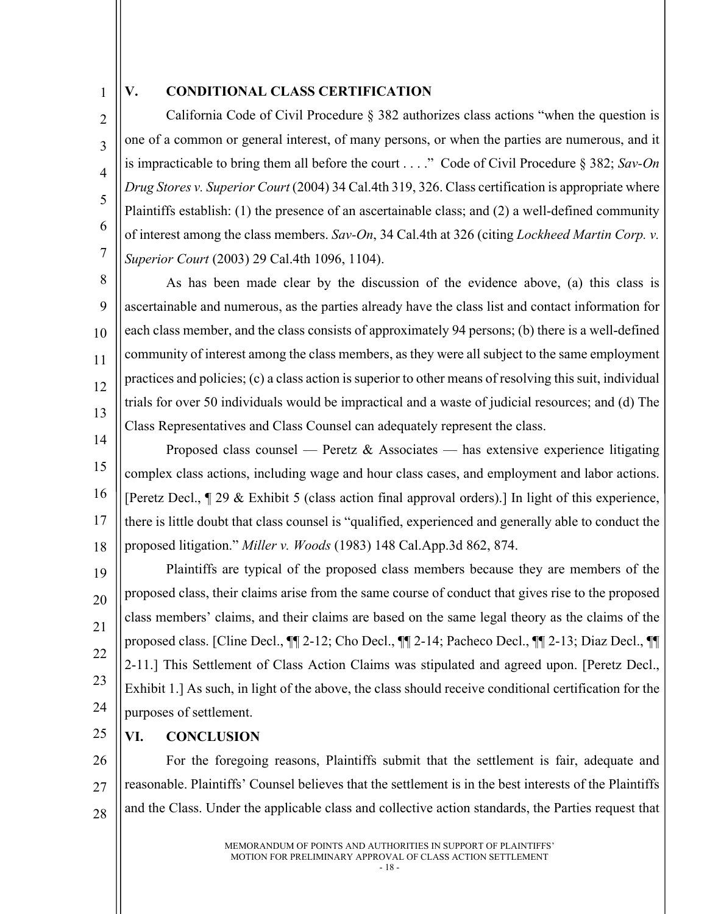## V. CONDITIONAL CLASS CERTIFICATION

California Code of Civil Procedure § 382 authorizes class actions "when the question is one of a common or general interest, of many persons, or when the parties are numerous, and it is impracticable to bring them all before the court . . . ." Code of Civil Procedure § 382; *Sav-On Drug Stores v. Superior Court* (2004) 34 Cal.4th 319, 326. Class certification is appropriate where Plaintiffs establish: (1) the presence of an ascertainable class; and (2) a well-defined community of interest among the class members. *Sav-On*, 34 Cal.4th at 326 (citing *Lockheed Martin Corp. v. Superior Court* (2003) 29 Cal.4th 1096, 1104).

As has been made clear by the discussion of the evidence above, (a) this class is ascertainable and numerous, as the parties already have the class list and contact information for each class member, and the class consists of approximately 94 persons; (b) there is a well-defined community of interest among the class members, as they were all subject to the same employment practices and policies; (c) a class action is superior to other means of resolving this suit, individual trials for over 50 individuals would be impractical and a waste of judicial resources; and (d) The Class Representatives and Class Counsel can adequately represent the class.

Proposed class counsel — Peretz & Associates — has extensive experience litigating complex class actions, including wage and hour class cases, and employment and labor actions. [Peretz Decl., ¶ 29 & Exhibit 5 (class action final approval orders).] In light of this experience, there is little doubt that class counsel is "qualified, experienced and generally able to conduct the proposed litigation." *Miller v. Woods* (1983) 148 Cal.App.3d 862, 874.

Plaintiffs are typical of the proposed class members because they are members of the proposed class, their claims arise from the same course of conduct that gives rise to the proposed class members' claims, and their claims are based on the same legal theory as the claims of the proposed class. [Cline Decl., ¶¶ 2-12; Cho Decl., ¶¶ 2-14; Pacheco Decl., ¶¶ 2-13; Diaz Decl., ¶¶ 2-11.] This Settlement of Class Action Claims was stipulated and agreed upon. [Peretz Decl., Exhibit 1.] As such, in light of the above, the class should receive conditional certification for the purposes of settlement.

## VI. CONCLUSION

For the foregoing reasons, Plaintiffs submit that the settlement is fair, adequate and reasonable. Plaintiffs' Counsel believes that the settlement is in the best interests of the Plaintiffs and the Class. Under the applicable class and collective action standards, the Parties request that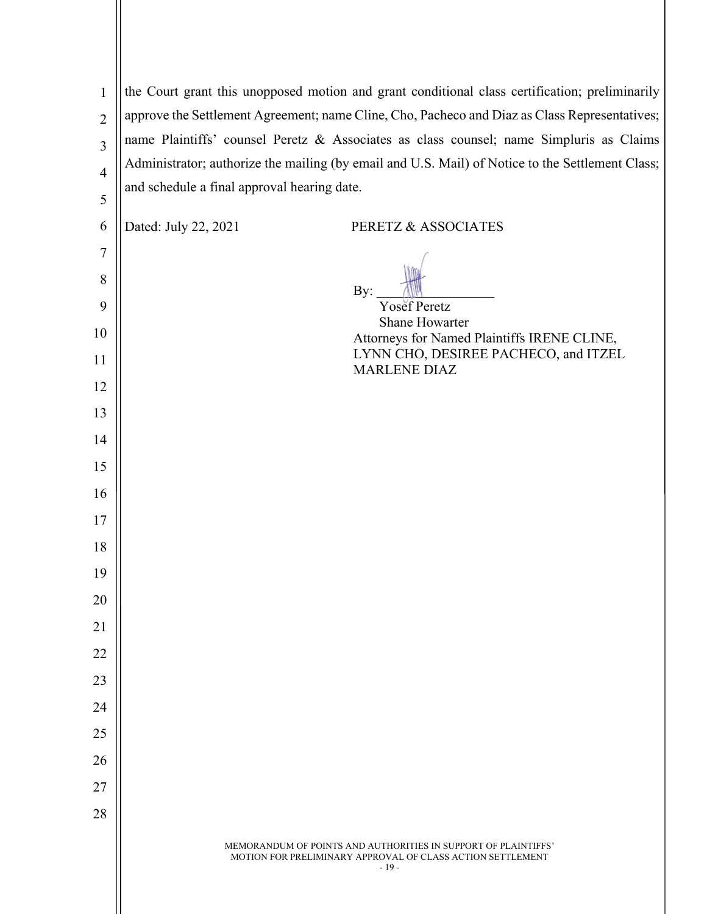the Court grant this unopposed motion and grant conditional class certification; preliminarily approve the Settlement Agreement; name Cline, Cho, Pacheco and Diaz as Class Representatives; name Plaintiffs' counsel Peretz & Associates as class counsel; name Simpluris as Claims Administrator; authorize the mailing (by email and U.S. Mail) of Notice to the Settlement Class; and schedule a final approval hearing date.

Dated: July 22, 2021

PERETZ & ASSOCIATES

By: ___________________

Yosef Peretz
Shane Howarter
Attorneys for Named Plaintiffs IRENE CLINE, LYNN CHO, DESIREE PACHECO, and ITZEL MARLENE DIAZ